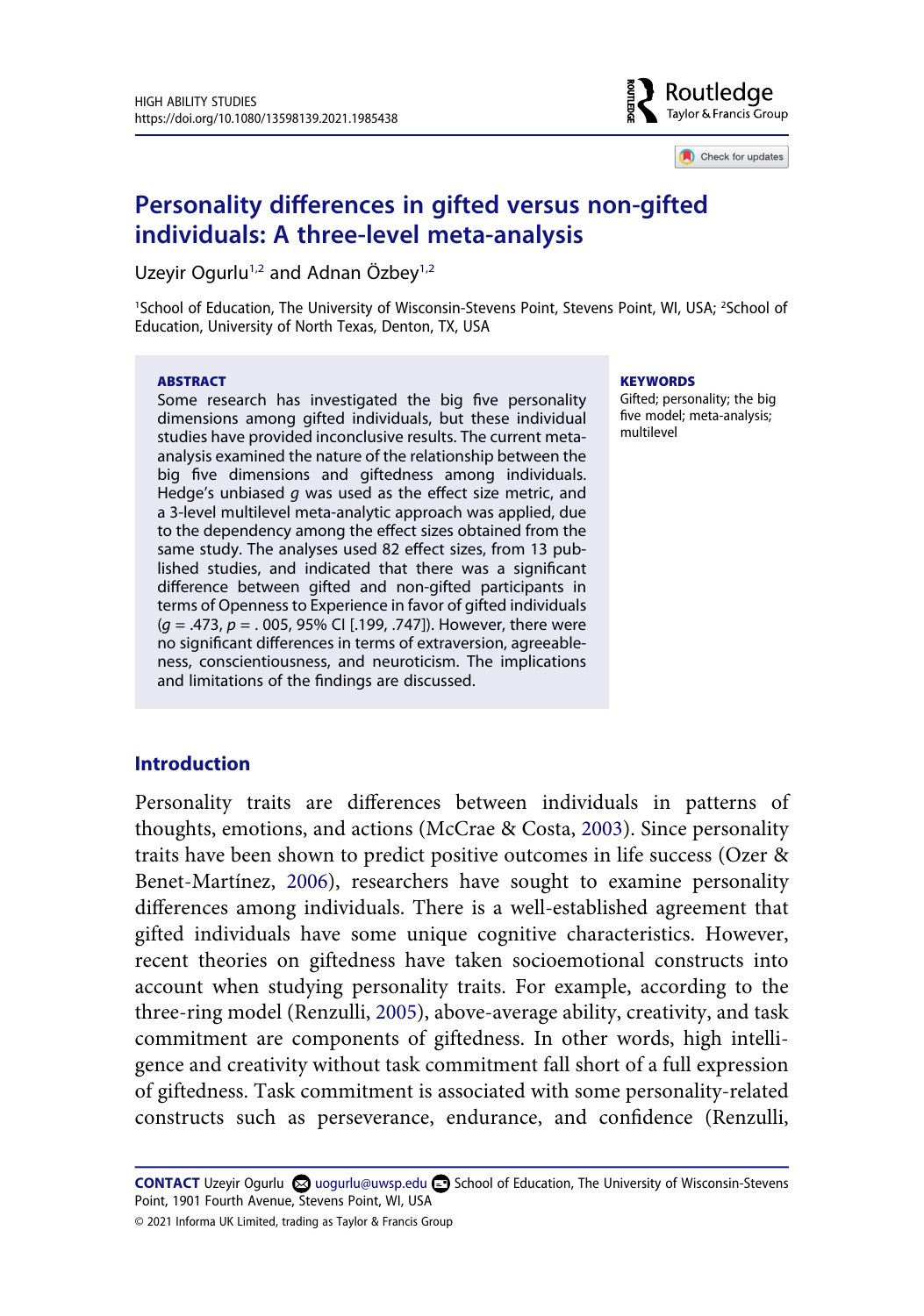# Personality differences in gifted versus non-gifted individuals: A three-level meta-analysis

Uzeyir Ogurlu[1,2] and Adnan Özbey[1,2]

[1]School of Education, The University of Wisconsin-Stevens Point, Stevens Point, WI, USA; [2]School of Education, University of North Texas, Denton, TX, USA

**ABSTRACT**

Some research has investigated the big five personality dimensions among gifted individuals, but these individual studies have provided inconclusive results. The current meta-analysis examined the nature of the relationship between the big five dimensions and giftedness among individuals. Hedge's unbiased $g$ was used as the effect size metric, and a 3-level multilevel meta-analytic approach was applied, due to the dependency among the effect sizes obtained from the same study. The analyses used 82 effect sizes, from 13 published studies, and indicated that there was a significant difference between gifted and non-gifted participants in terms of Openness to Experience in favor of gifted individuals ($g$ = .473, $p$ = . 005, 95% CI [.199, .747]). However, there were no significant differences in terms of extraversion, agreeableness, conscientiousness, and neuroticism. The implications and limitations of the findings are discussed.

**KEYWORDS**

Gifted; personality; the big five model; meta-analysis; multilevel

## Introduction

Personality traits are differences between individuals in patterns of thoughts, emotions, and actions (McCrae & Costa, 2003). Since personality traits have been shown to predict positive outcomes in life success (Ozer & Benet-Martínez, 2006), researchers have sought to examine personality differences among individuals. There is a well-established agreement that gifted individuals have some unique cognitive characteristics. However, recent theories on giftedness have taken socioemotional constructs into account when studying personality traits. For example, according to the three-ring model (Renzulli, 2005), above-average ability, creativity, and task commitment are components of giftedness. In other words, high intelligence and creativity without task commitment fall short of a full expression of giftedness. Task commitment is associated with some personality-related constructs such as perseverance, endurance, and confidence (Renzulli,

**CONTACT** Uzeyir Ogurlu uogurlu@uwsp.edu School of Education, The University of Wisconsin-Stevens Point, 1901 Fourth Avenue, Stevens Point, WI, USA

© 2021 Informa UK Limited, trading as Taylor & Francis Group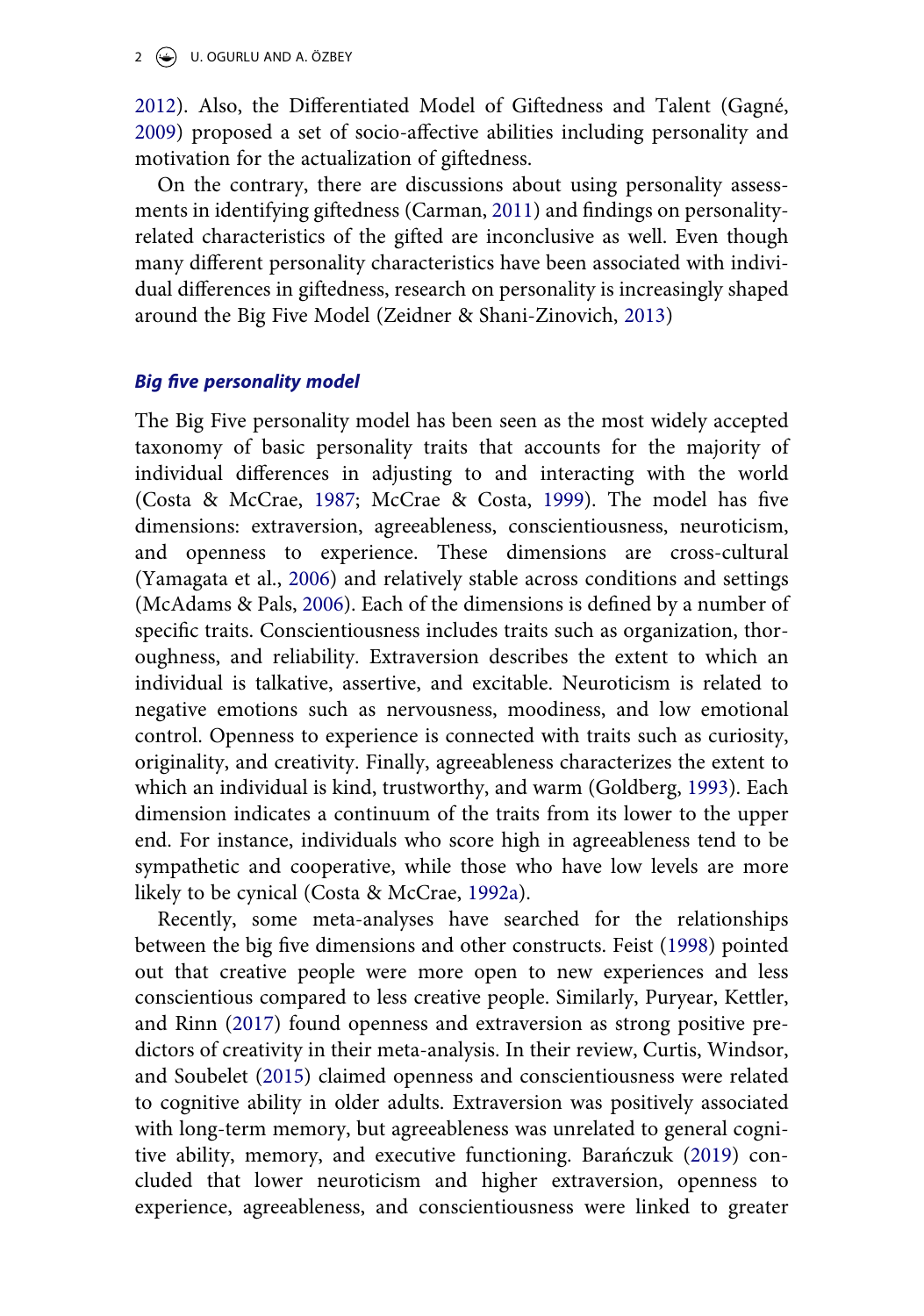2012). Also, the Differentiated Model of Giftedness and Talent (Gagné, 2009) proposed a set of socio-affective abilities including personality and motivation for the actualization of giftedness.

On the contrary, there are discussions about using personality assessments in identifying giftedness (Carman, 2011) and findings on personality-related characteristics of the gifted are inconclusive as well. Even though many different personality characteristics have been associated with individual differences in giftedness, research on personality is increasingly shaped around the Big Five Model (Zeidner & Shani-Zinovich, 2013)

### *Big five personality model*

The Big Five personality model has been seen as the most widely accepted taxonomy of basic personality traits that accounts for the majority of individual differences in adjusting to and interacting with the world (Costa & McCrae, 1987; McCrae & Costa, 1999). The model has five dimensions: extraversion, agreeableness, conscientiousness, neuroticism, and openness to experience. These dimensions are cross-cultural (Yamagata et al., 2006) and relatively stable across conditions and settings (McAdams & Pals, 2006). Each of the dimensions is defined by a number of specific traits. Conscientiousness includes traits such as organization, thoroughness, and reliability. Extraversion describes the extent to which an individual is talkative, assertive, and excitable. Neuroticism is related to negative emotions such as nervousness, moodiness, and low emotional control. Openness to experience is connected with traits such as curiosity, originality, and creativity. Finally, agreeableness characterizes the extent to which an individual is kind, trustworthy, and warm (Goldberg, 1993). Each dimension indicates a continuum of the traits from its lower to the upper end. For instance, individuals who score high in agreeableness tend to be sympathetic and cooperative, while those who have low levels are more likely to be cynical (Costa & McCrae, 1992a).

Recently, some meta-analyses have searched for the relationships between the big five dimensions and other constructs. Feist (1998) pointed out that creative people were more open to new experiences and less conscientious compared to less creative people. Similarly, Puryear, Kettler, and Rinn (2017) found openness and extraversion as strong positive predictors of creativity in their meta-analysis. In their review, Curtis, Windsor, and Soubelet (2015) claimed openness and conscientiousness were related to cognitive ability in older adults. Extraversion was positively associated with long-term memory, but agreeableness was unrelated to general cognitive ability, memory, and executive functioning. Barańczuk (2019) concluded that lower neuroticism and higher extraversion, openness to experience, agreeableness, and conscientiousness were linked to greater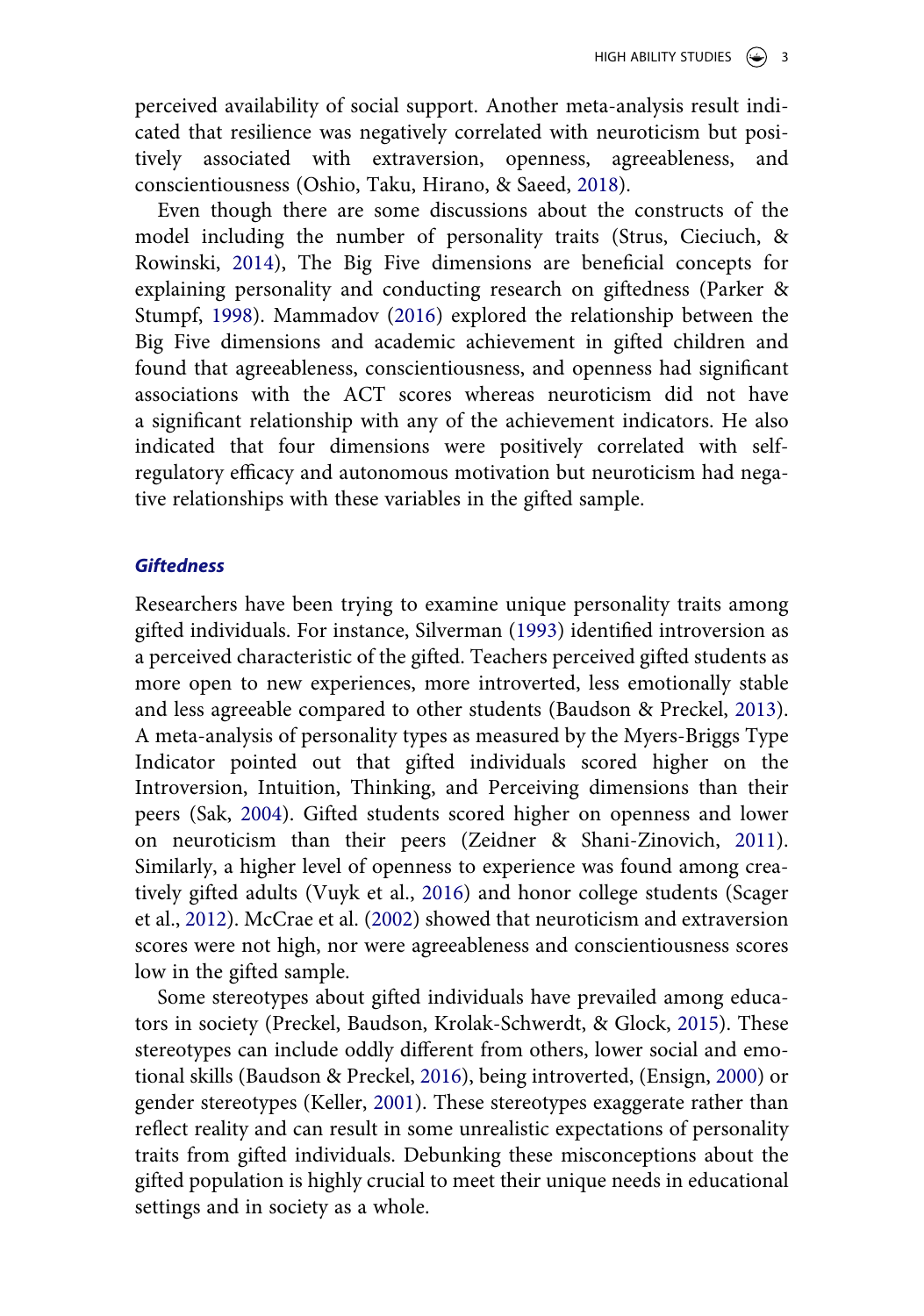perceived availability of social support. Another meta-analysis result indicated that resilience was negatively correlated with neuroticism but positively associated with extraversion, openness, agreeableness, and conscientiousness (Oshio, Taku, Hirano, & Saeed, 2018).

Even though there are some discussions about the constructs of the model including the number of personality traits (Strus, Cieciuch, & Rowinski, 2014), The Big Five dimensions are beneficial concepts for explaining personality and conducting research on giftedness (Parker & Stumpf, 1998). Mammadov (2016) explored the relationship between the Big Five dimensions and academic achievement in gifted children and found that agreeableness, conscientiousness, and openness had significant associations with the ACT scores whereas neuroticism did not have a significant relationship with any of the achievement indicators. He also indicated that four dimensions were positively correlated with self-regulatory efficacy and autonomous motivation but neuroticism had negative relationships with these variables in the gifted sample.

### *Giftedness*

Researchers have been trying to examine unique personality traits among gifted individuals. For instance, Silverman (1993) identified introversion as a perceived characteristic of the gifted. Teachers perceived gifted students as more open to new experiences, more introverted, less emotionally stable and less agreeable compared to other students (Baudson & Preckel, 2013). A meta-analysis of personality types as measured by the Myers-Briggs Type Indicator pointed out that gifted individuals scored higher on the Introversion, Intuition, Thinking, and Perceiving dimensions than their peers (Sak, 2004). Gifted students scored higher on openness and lower on neuroticism than their peers (Zeidner & Shani-Zinovich, 2011). Similarly, a higher level of openness to experience was found among creatively gifted adults (Vuyk et al., 2016) and honor college students (Scager et al., 2012). McCrae et al. (2002) showed that neuroticism and extraversion scores were not high, nor were agreeableness and conscientiousness scores low in the gifted sample.

Some stereotypes about gifted individuals have prevailed among educators in society (Preckel, Baudson, Krolak-Schwerdt, & Glock, 2015). These stereotypes can include oddly different from others, lower social and emotional skills (Baudson & Preckel, 2016), being introverted, (Ensign, 2000) or gender stereotypes (Keller, 2001). These stereotypes exaggerate rather than reflect reality and can result in some unrealistic expectations of personality traits from gifted individuals. Debunking these misconceptions about the gifted population is highly crucial to meet their unique needs in educational settings and in society as a whole.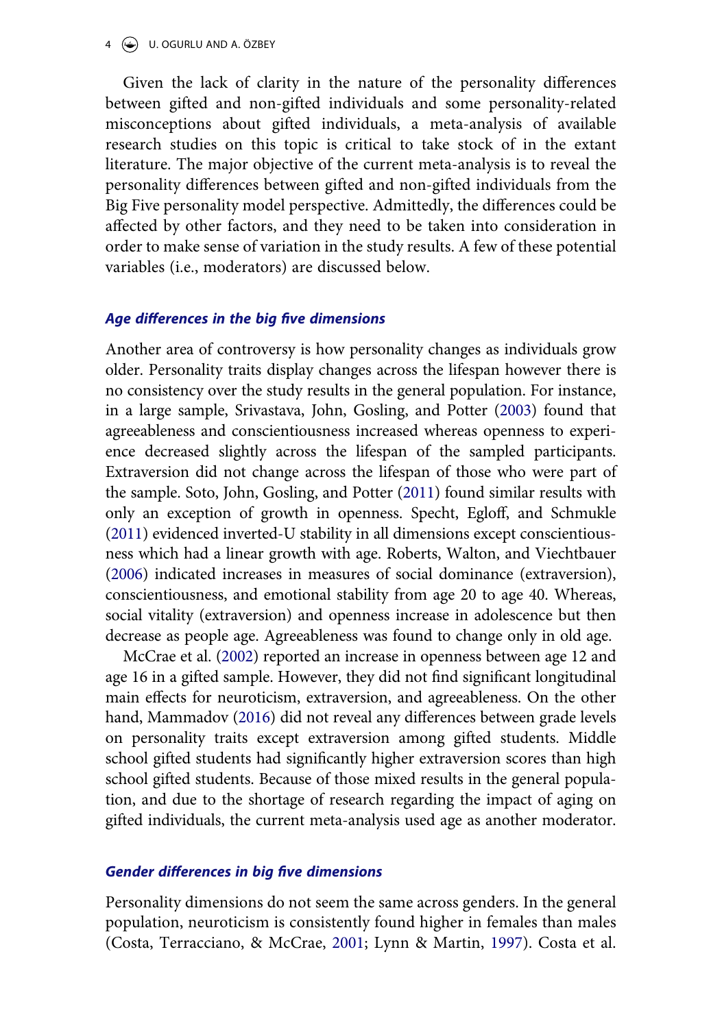Given the lack of clarity in the nature of the personality differences between gifted and non-gifted individuals and some personality-related misconceptions about gifted individuals, a meta-analysis of available research studies on this topic is critical to take stock of in the extant literature. The major objective of the current meta-analysis is to reveal the personality differences between gifted and non-gifted individuals from the Big Five personality model perspective. Admittedly, the differences could be affected by other factors, and they need to be taken into consideration in order to make sense of variation in the study results. A few of these potential variables (i.e., moderators) are discussed below.

### *Age differences in the big five dimensions*

Another area of controversy is how personality changes as individuals grow older. Personality traits display changes across the lifespan however there is no consistency over the study results in the general population. For instance, in a large sample, Srivastava, John, Gosling, and Potter (2003) found that agreeableness and conscientiousness increased whereas openness to experience decreased slightly across the lifespan of the sampled participants. Extraversion did not change across the lifespan of those who were part of the sample. Soto, John, Gosling, and Potter (2011) found similar results with only an exception of growth in openness. Specht, Egloff, and Schmukle (2011) evidenced inverted-U stability in all dimensions except conscientiousness which had a linear growth with age. Roberts, Walton, and Viechtbauer (2006) indicated increases in measures of social dominance (extraversion), conscientiousness, and emotional stability from age 20 to age 40. Whereas, social vitality (extraversion) and openness increase in adolescence but then decrease as people age. Agreeableness was found to change only in old age.

McCrae et al. (2002) reported an increase in openness between age 12 and age 16 in a gifted sample. However, they did not find significant longitudinal main effects for neuroticism, extraversion, and agreeableness. On the other hand, Mammadov (2016) did not reveal any differences between grade levels on personality traits except extraversion among gifted students. Middle school gifted students had significantly higher extraversion scores than high school gifted students. Because of those mixed results in the general population, and due to the shortage of research regarding the impact of aging on gifted individuals, the current meta-analysis used age as another moderator.

### *Gender differences in big five dimensions*

Personality dimensions do not seem the same across genders. In the general population, neuroticism is consistently found higher in females than males (Costa, Terracciano, & McCrae, 2001; Lynn & Martin, 1997). Costa et al.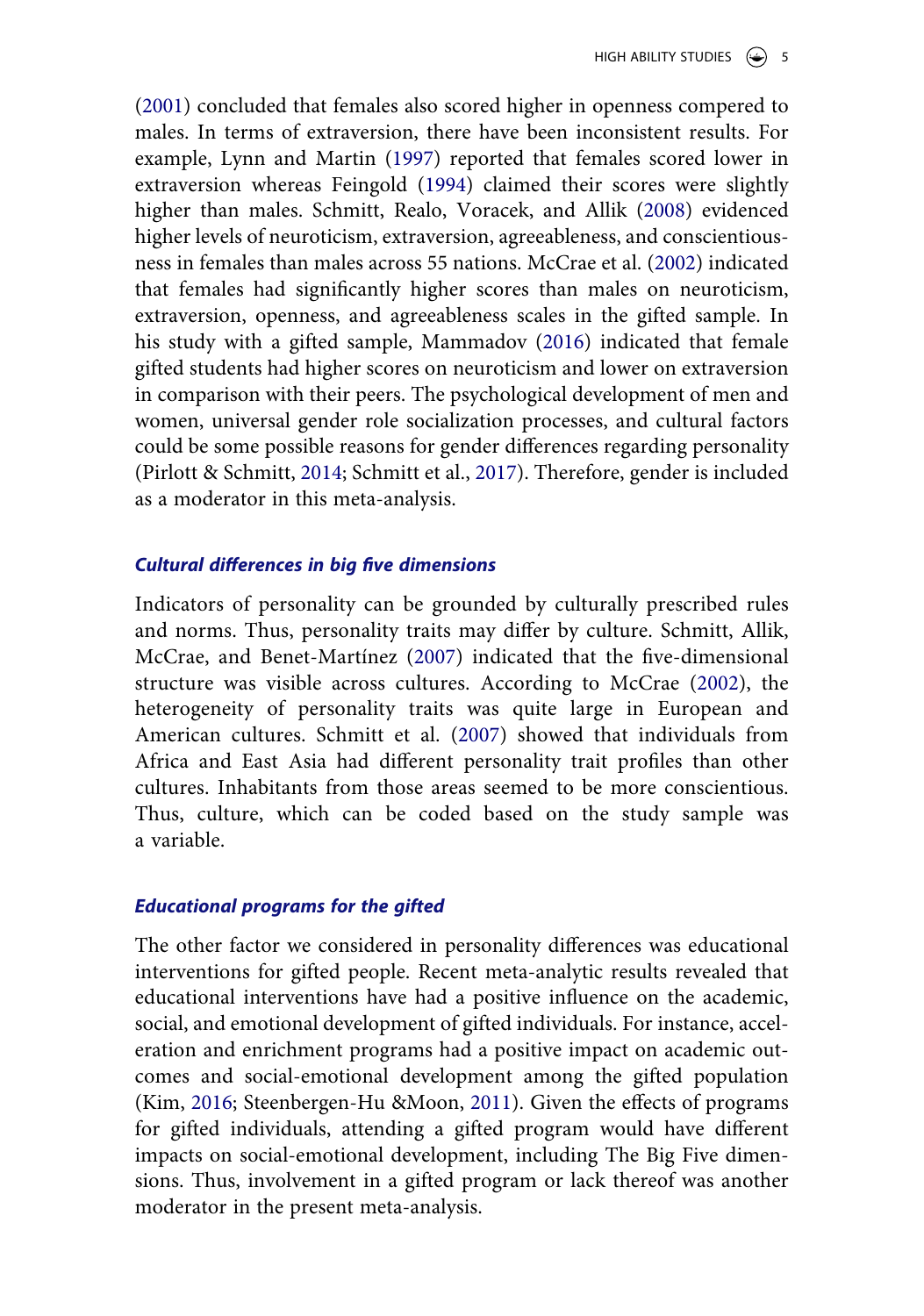(2001) concluded that females also scored higher in openness compered to males. In terms of extraversion, there have been inconsistent results. For example, Lynn and Martin (1997) reported that females scored lower in extraversion whereas Feingold (1994) claimed their scores were slightly higher than males. Schmitt, Realo, Voracek, and Allik (2008) evidenced higher levels of neuroticism, extraversion, agreeableness, and conscientiousness in females than males across 55 nations. McCrae et al. (2002) indicated that females had significantly higher scores than males on neuroticism, extraversion, openness, and agreeableness scales in the gifted sample. In his study with a gifted sample, Mammadov (2016) indicated that female gifted students had higher scores on neuroticism and lower on extraversion in comparison with their peers. The psychological development of men and women, universal gender role socialization processes, and cultural factors could be some possible reasons for gender differences regarding personality (Pirlott & Schmitt, 2014; Schmitt et al., 2017). Therefore, gender is included as a moderator in this meta-analysis.

### *Cultural differences in big five dimensions*

Indicators of personality can be grounded by culturally prescribed rules and norms. Thus, personality traits may differ by culture. Schmitt, Allik, McCrae, and Benet-Martínez (2007) indicated that the five-dimensional structure was visible across cultures. According to McCrae (2002), the heterogeneity of personality traits was quite large in European and American cultures. Schmitt et al. (2007) showed that individuals from Africa and East Asia had different personality trait profiles than other cultures. Inhabitants from those areas seemed to be more conscientious. Thus, culture, which can be coded based on the study sample was a variable.

### *Educational programs for the gifted*

The other factor we considered in personality differences was educational interventions for gifted people. Recent meta-analytic results revealed that educational interventions have had a positive influence on the academic, social, and emotional development of gifted individuals. For instance, acceleration and enrichment programs had a positive impact on academic outcomes and social-emotional development among the gifted population (Kim, 2016; Steenbergen-Hu &Moon, 2011). Given the effects of programs for gifted individuals, attending a gifted program would have different impacts on social-emotional development, including The Big Five dimensions. Thus, involvement in a gifted program or lack thereof was another moderator in the present meta-analysis.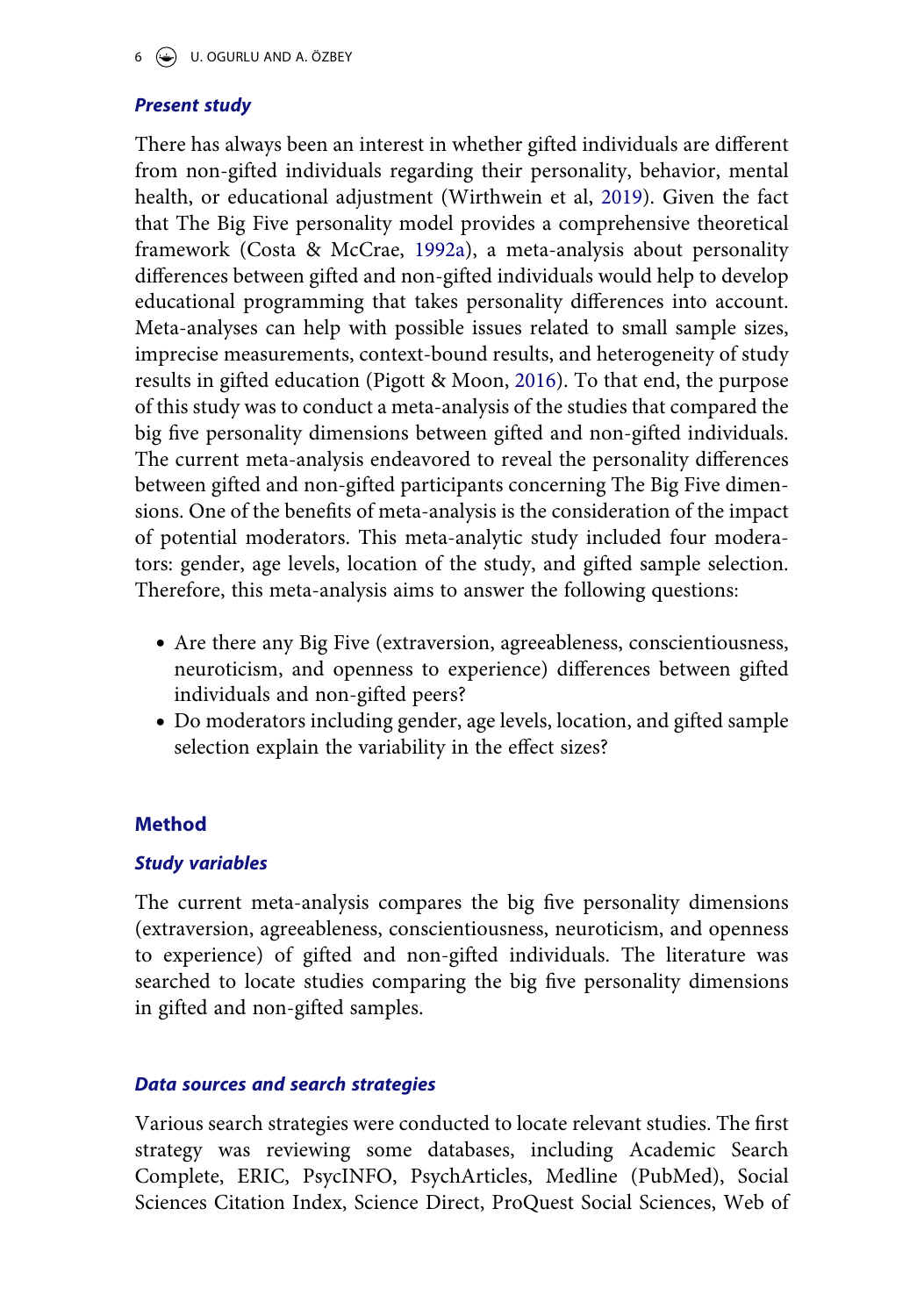### *Present study*

There has always been an interest in whether gifted individuals are different from non-gifted individuals regarding their personality, behavior, mental health, or educational adjustment (Wirthwein et al, 2019). Given the fact that The Big Five personality model provides a comprehensive theoretical framework (Costa & McCrae, 1992a), a meta-analysis about personality differences between gifted and non-gifted individuals would help to develop educational programming that takes personality differences into account. Meta-analyses can help with possible issues related to small sample sizes, imprecise measurements, context-bound results, and heterogeneity of study results in gifted education (Pigott & Moon, 2016). To that end, the purpose of this study was to conduct a meta-analysis of the studies that compared the big five personality dimensions between gifted and non-gifted individuals. The current meta-analysis endeavored to reveal the personality differences between gifted and non-gifted participants concerning The Big Five dimensions. One of the benefits of meta-analysis is the consideration of the impact of potential moderators. This meta-analytic study included four moderators: gender, age levels, location of the study, and gifted sample selection. Therefore, this meta-analysis aims to answer the following questions:

- Are there any Big Five (extraversion, agreeableness, conscientiousness, neuroticism, and openness to experience) differences between gifted individuals and non-gifted peers?
- Do moderators including gender, age levels, location, and gifted sample selection explain the variability in the effect sizes?

## Method

### *Study variables*

The current meta-analysis compares the big five personality dimensions (extraversion, agreeableness, conscientiousness, neuroticism, and openness to experience) of gifted and non-gifted individuals. The literature was searched to locate studies comparing the big five personality dimensions in gifted and non-gifted samples.

### *Data sources and search strategies*

Various search strategies were conducted to locate relevant studies. The first strategy was reviewing some databases, including Academic Search Complete, ERIC, PsycINFO, PsychArticles, Medline (PubMed), Social Sciences Citation Index, Science Direct, ProQuest Social Sciences, Web of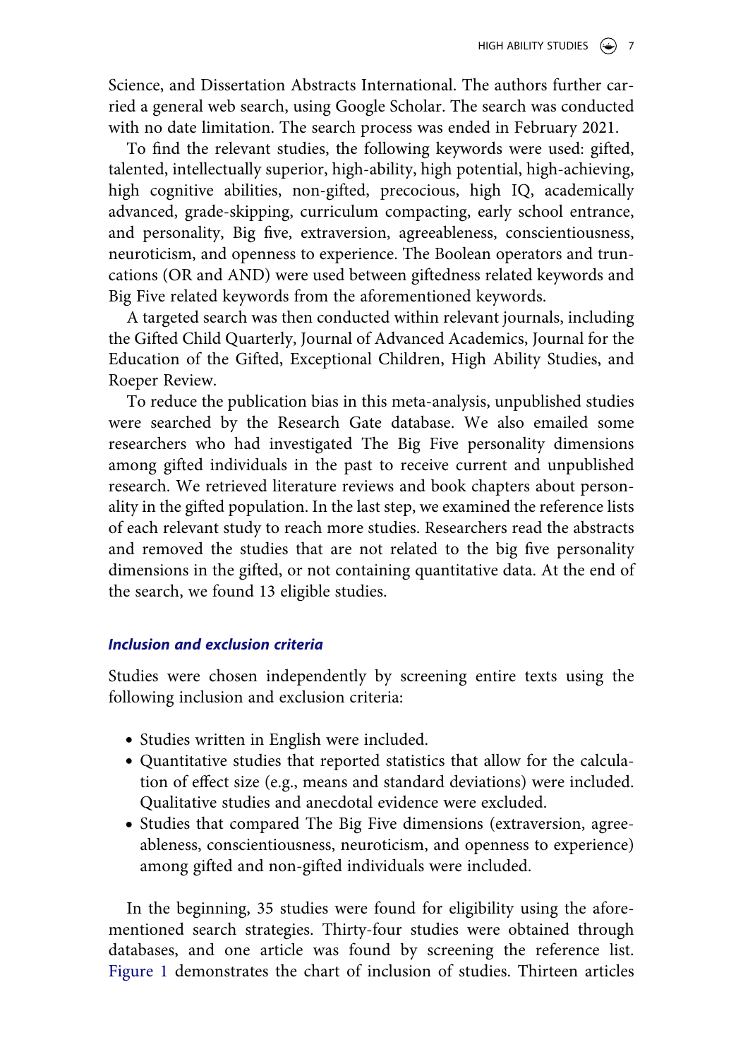Science, and Dissertation Abstracts International. The authors further carried a general web search, using Google Scholar. The search was conducted with no date limitation. The search process was ended in February 2021.

To find the relevant studies, the following keywords were used: gifted, talented, intellectually superior, high-ability, high potential, high-achieving, high cognitive abilities, non-gifted, precocious, high IQ, academically advanced, grade-skipping, curriculum compacting, early school entrance, and personality, Big five, extraversion, agreeableness, conscientiousness, neuroticism, and openness to experience. The Boolean operators and truncations (OR and AND) were used between giftedness related keywords and Big Five related keywords from the aforementioned keywords.

A targeted search was then conducted within relevant journals, including the Gifted Child Quarterly, Journal of Advanced Academics, Journal for the Education of the Gifted, Exceptional Children, High Ability Studies, and Roeper Review.

To reduce the publication bias in this meta-analysis, unpublished studies were searched by the Research Gate database. We also emailed some researchers who had investigated The Big Five personality dimensions among gifted individuals in the past to receive current and unpublished research. We retrieved literature reviews and book chapters about personality in the gifted population. In the last step, we examined the reference lists of each relevant study to reach more studies. Researchers read the abstracts and removed the studies that are not related to the big five personality dimensions in the gifted, or not containing quantitative data. At the end of the search, we found 13 eligible studies.

### *Inclusion and exclusion criteria*

Studies were chosen independently by screening entire texts using the following inclusion and exclusion criteria:

- Studies written in English were included.
- Quantitative studies that reported statistics that allow for the calculation of effect size (e.g., means and standard deviations) were included. Qualitative studies and anecdotal evidence were excluded.
- Studies that compared The Big Five dimensions (extraversion, agreeableness, conscientiousness, neuroticism, and openness to experience) among gifted and non-gifted individuals were included.

In the beginning, 35 studies were found for eligibility using the aforementioned search strategies. Thirty-four studies were obtained through databases, and one article was found by screening the reference list. Figure 1 demonstrates the chart of inclusion of studies. Thirteen articles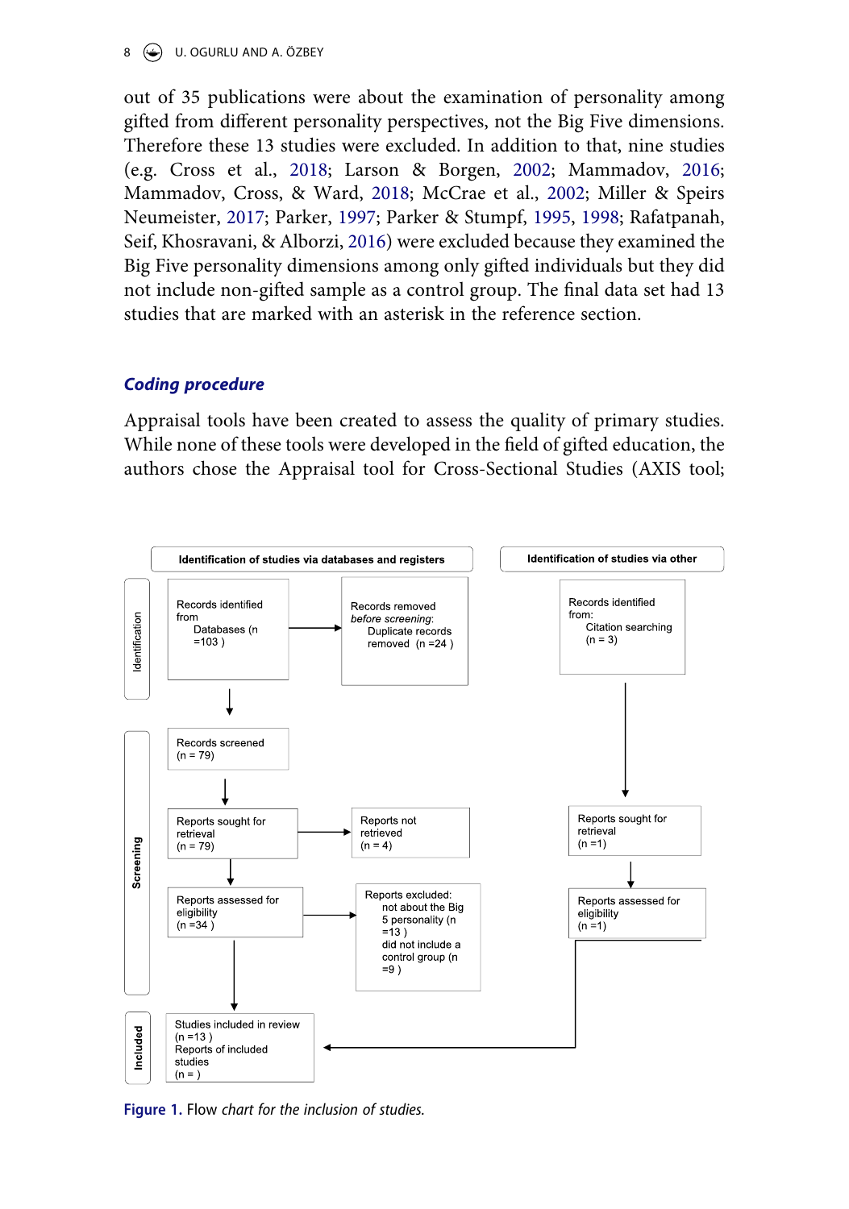out of 35 publications were about the examination of personality among gifted from different personality perspectives, not the Big Five dimensions. Therefore these 13 studies were excluded. In addition to that, nine studies (e.g. Cross et al., 2018; Larson & Borgen, 2002; Mammadov, 2016; Mammadov, Cross, & Ward, 2018; McCrae et al., 2002; Miller & Speirs Neumeister, 2017; Parker, 1997; Parker & Stumpf, 1995, 1998; Rafatpanah, Seif, Khosravani, & Alborzi, 2016) were excluded because they examined the Big Five personality dimensions among only gifted individuals but they did not include non-gifted sample as a control group. The final data set had 13 studies that are marked with an asterisk in the reference section.

## *Coding procedure*

Appraisal tools have been created to assess the quality of primary studies. While none of these tools were developed in the field of gifted education, the authors chose the Appraisal tool for Cross-Sectional Studies (AXIS tool;

**Identification of studies via databases and registers**

- Identification
  - Records identified from: Databases (n =103 ) → Records removed *before screening*: Duplicate records removed (n =24 )
- Screening
  - Records screened (n = 79)
  - Reports sought for retrieval (n = 79) → Reports not retrieved (n = 4)
  - Reports assessed for eligibility (n =34 ) → Reports excluded: not about the Big 5 personality (n =13 ); did not include a control group (n =9 )
- Included
  - Studies included in review (n =13 ); Reports of included studies (n = )

**Identification of studies via other**

- Records identified from: Citation searching (n = 3)
- Reports sought for retrieval (n =1)
- Reports assessed for eligibility (n =1) → Studies included in review

**Figure 1.** Flow *chart for the inclusion of studies.*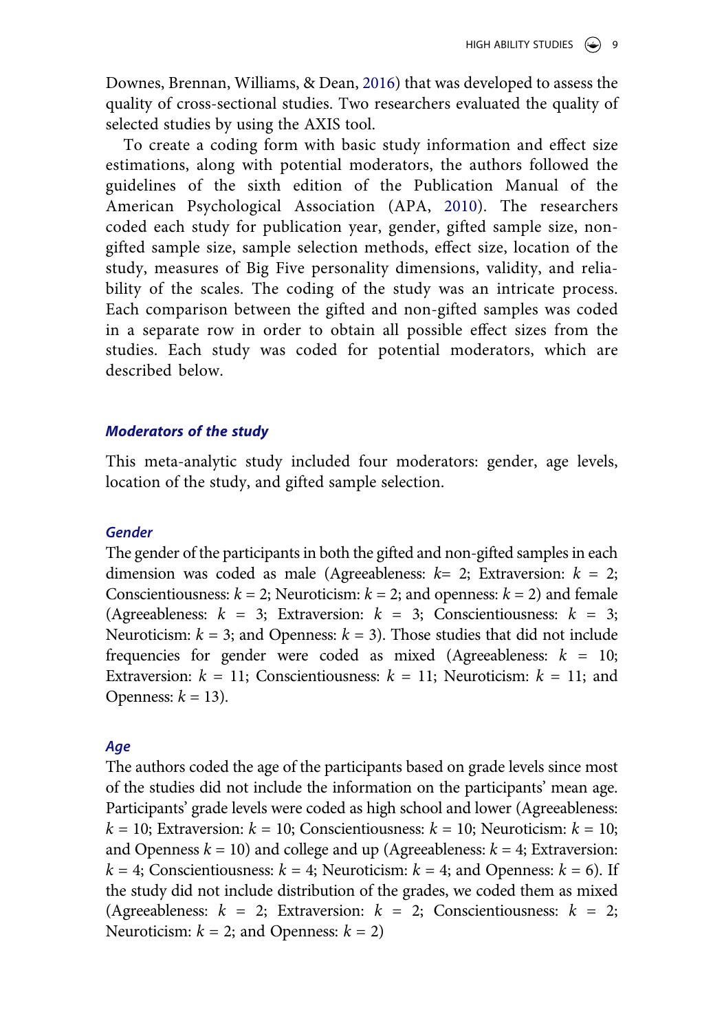Downes, Brennan, Williams, & Dean, 2016) that was developed to assess the quality of cross-sectional studies. Two researchers evaluated the quality of selected studies by using the AXIS tool.

To create a coding form with basic study information and effect size estimations, along with potential moderators, the authors followed the guidelines of the sixth edition of the Publication Manual of the American Psychological Association (APA, 2010). The researchers coded each study for publication year, gender, gifted sample size, non-gifted sample size, sample selection methods, effect size, location of the study, measures of Big Five personality dimensions, validity, and reliability of the scales. The coding of the study was an intricate process. Each comparison between the gifted and non-gifted samples was coded in a separate row in order to obtain all possible effect sizes from the studies. Each study was coded for potential moderators, which are described below.

## Moderators of the study

This meta-analytic study included four moderators: gender, age levels, location of the study, and gifted sample selection.

### Gender

The gender of the participants in both the gifted and non-gifted samples in each dimension was coded as male (Agreeableness: $k$= 2; Extraversion: $k$ = 2; Conscientiousness: $k$ = 2; Neuroticism: $k$ = 2; and openness: $k$ = 2) and female (Agreeableness: $k$ = 3; Extraversion: $k$ = 3; Conscientiousness: $k$ = 3; Neuroticism: $k$ = 3; and Openness: $k$ = 3). Those studies that did not include frequencies for gender were coded as mixed (Agreeableness: $k$ = 10; Extraversion: $k$ = 11; Conscientiousness: $k$ = 11; Neuroticism: $k$ = 11; and Openness: $k$ = 13).

### Age

The authors coded the age of the participants based on grade levels since most of the studies did not include the information on the participants' mean age. Participants' grade levels were coded as high school and lower (Agreeableness: $k$ = 10; Extraversion: $k$ = 10; Conscientiousness: $k$ = 10; Neuroticism: $k$ = 10; and Openness $k$ = 10) and college and up (Agreeableness: $k$ = 4; Extraversion: $k$ = 4; Conscientiousness: $k$ = 4; Neuroticism: $k$ = 4; and Openness: $k$ = 6). If the study did not include distribution of the grades, we coded them as mixed (Agreeableness: $k$ = 2; Extraversion: $k$ = 2; Conscientiousness: $k$ = 2; Neuroticism: $k$ = 2; and Openness: $k$ = 2)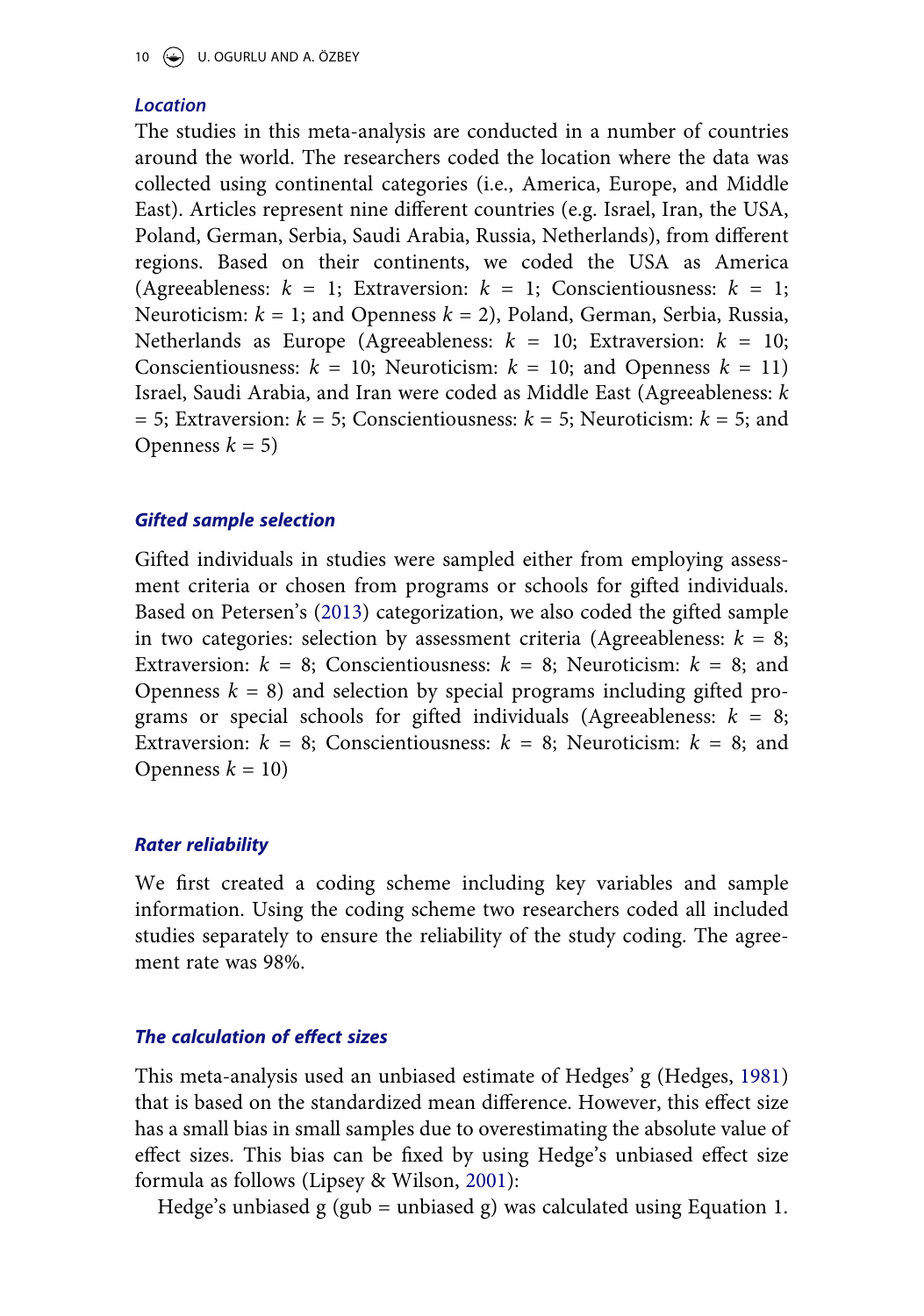### *Location*

The studies in this meta-analysis are conducted in a number of countries around the world. The researchers coded the location where the data was collected using continental categories (i.e., America, Europe, and Middle East). Articles represent nine different countries (e.g. Israel, Iran, the USA, Poland, German, Serbia, Saudi Arabia, Russia, Netherlands), from different regions. Based on their continents, we coded the USA as America (Agreeableness: $k$ = 1; Extraversion: $k$ = 1; Conscientiousness: $k$ = 1; Neuroticism: $k$ = 1; and Openness $k$ = 2), Poland, German, Serbia, Russia, Netherlands as Europe (Agreeableness: $k$ = 10; Extraversion: $k$ = 10; Conscientiousness: $k$ = 10; Neuroticism: $k$ = 10; and Openness $k$ = 11) Israel, Saudi Arabia, and Iran were coded as Middle East (Agreeableness: $k$ = 5; Extraversion: $k$ = 5; Conscientiousness: $k$ = 5; Neuroticism: $k$ = 5; and Openness $k$ = 5)

### *Gifted sample selection*

Gifted individuals in studies were sampled either from employing assessment criteria or chosen from programs or schools for gifted individuals. Based on Petersen's (2013) categorization, we also coded the gifted sample in two categories: selection by assessment criteria (Agreeableness: $k$ = 8; Extraversion: $k$ = 8; Conscientiousness: $k$ = 8; Neuroticism: $k$ = 8; and Openness $k$ = 8) and selection by special programs including gifted programs or special schools for gifted individuals (Agreeableness: $k$ = 8; Extraversion: $k$ = 8; Conscientiousness: $k$ = 8; Neuroticism: $k$ = 8; and Openness $k$ = 10)

### *Rater reliability*

We first created a coding scheme including key variables and sample information. Using the coding scheme two researchers coded all included studies separately to ensure the reliability of the study coding. The agreement rate was 98%.

### *The calculation of effect sizes*

This meta-analysis used an unbiased estimate of Hedges' g (Hedges, 1981) that is based on the standardized mean difference. However, this effect size has a small bias in small samples due to overestimating the absolute value of effect sizes. This bias can be fixed by using Hedge's unbiased effect size formula as follows (Lipsey & Wilson, 2001):

Hedge's unbiased g (gub = unbiased g) was calculated using Equation 1.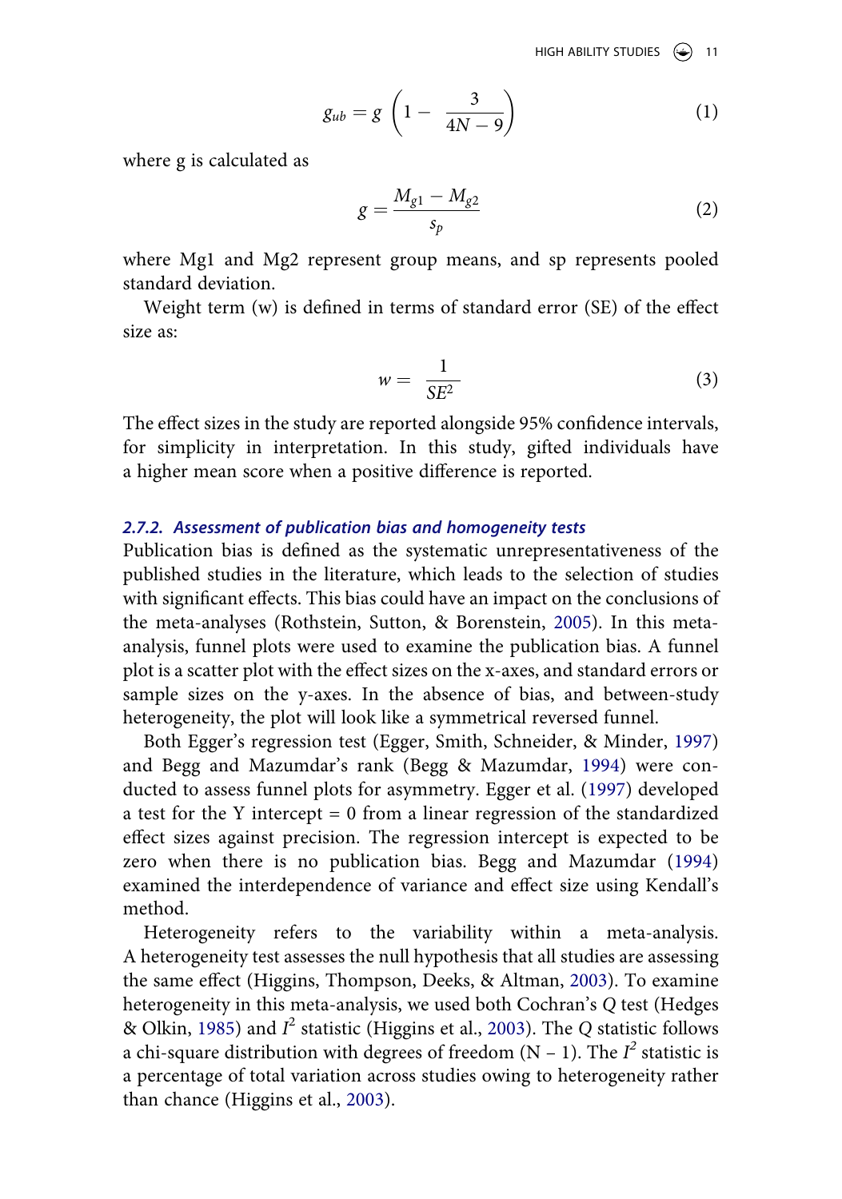$$g_{ub} = g\left(1 - \frac{3}{4N - 9}\right) \tag{1}$$

where g is calculated as

$$g = \frac{M_{g1} - M_{g2}}{s_p} \tag{2}$$

where Mg1 and Mg2 represent group means, and sp represents pooled standard deviation.

Weight term (w) is defined in terms of standard error (SE) of the effect size as:

$$w = \frac{1}{SE^2} \tag{3}$$

The effect sizes in the study are reported alongside 95% confidence intervals, for simplicity in interpretation. In this study, gifted individuals have a higher mean score when a positive difference is reported.

#### 2.7.2. Assessment of publication bias and homogeneity tests

Publication bias is defined as the systematic unrepresentativeness of the published studies in the literature, which leads to the selection of studies with significant effects. This bias could have an impact on the conclusions of the meta-analyses (Rothstein, Sutton, & Borenstein, 2005). In this meta-analysis, funnel plots were used to examine the publication bias. A funnel plot is a scatter plot with the effect sizes on the x-axes, and standard errors or sample sizes on the y-axes. In the absence of bias, and between-study heterogeneity, the plot will look like a symmetrical reversed funnel.

Both Egger's regression test (Egger, Smith, Schneider, & Minder, 1997) and Begg and Mazumdar's rank (Begg & Mazumdar, 1994) were conducted to assess funnel plots for asymmetry. Egger et al. (1997) developed a test for the Y intercept = 0 from a linear regression of the standardized effect sizes against precision. The regression intercept is expected to be zero when there is no publication bias. Begg and Mazumdar (1994) examined the interdependence of variance and effect size using Kendall's method.

Heterogeneity refers to the variability within a meta-analysis. A heterogeneity test assesses the null hypothesis that all studies are assessing the same effect (Higgins, Thompson, Deeks, & Altman, 2003). To examine heterogeneity in this meta-analysis, we used both Cochran's *Q* test (Hedges & Olkin, 1985) and $I^2$ statistic (Higgins et al., 2003). The *Q* statistic follows a chi-square distribution with degrees of freedom (N – 1). The $I^2$ statistic is a percentage of total variation across studies owing to heterogeneity rather than chance (Higgins et al., 2003).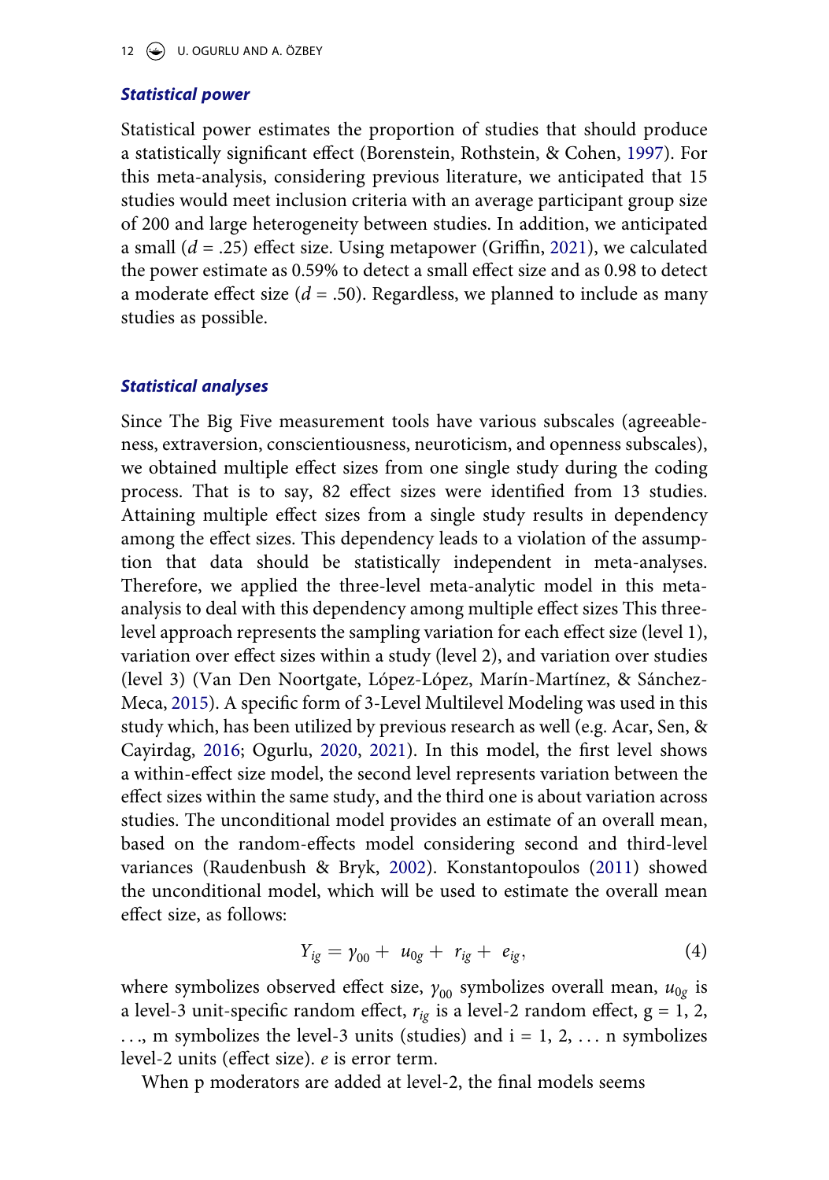### *Statistical power*

Statistical power estimates the proportion of studies that should produce a statistically significant effect (Borenstein, Rothstein, & Cohen, 1997). For this meta-analysis, considering previous literature, we anticipated that 15 studies would meet inclusion criteria with an average participant group size of 200 and large heterogeneity between studies. In addition, we anticipated a small ($d$ = .25) effect size. Using metapower (Griffin, 2021), we calculated the power estimate as 0.59% to detect a small effect size and as 0.98 to detect a moderate effect size ($d$ = .50). Regardless, we planned to include as many studies as possible.

### *Statistical analyses*

Since The Big Five measurement tools have various subscales (agreeableness, extraversion, conscientiousness, neuroticism, and openness subscales), we obtained multiple effect sizes from one single study during the coding process. That is to say, 82 effect sizes were identified from 13 studies. Attaining multiple effect sizes from a single study results in dependency among the effect sizes. This dependency leads to a violation of the assumption that data should be statistically independent in meta-analyses. Therefore, we applied the three-level meta-analytic model in this meta-analysis to deal with this dependency among multiple effect sizes This three-level approach represents the sampling variation for each effect size (level 1), variation over effect sizes within a study (level 2), and variation over studies (level 3) (Van Den Noortgate, López-López, Marín-Martínez, & Sánchez-Meca, 2015). A specific form of 3-Level Multilevel Modeling was used in this study which, has been utilized by previous research as well (e.g. Acar, Sen, & Cayirdag, 2016; Ogurlu, 2020, 2021). In this model, the first level shows a within-effect size model, the second level represents variation between the effect sizes within the same study, and the third one is about variation across studies. The unconditional model provides an estimate of an overall mean, based on the random-effects model considering second and third-level variances (Raudenbush & Bryk, 2002). Konstantopoulos (2011) showed the unconditional model, which will be used to estimate the overall mean effect size, as follows:

$$Y_{ig} = \gamma_{00} + u_{0g} + r_{ig} + e_{ig}, \tag{4}$$

where symbolizes observed effect size, $\gamma_{00}$ symbolizes overall mean, $u_{0g}$ is a level-3 unit-specific random effect, $r_{ig}$ is a level-2 random effect, g = 1, 2, . . ., m symbolizes the level-3 units (studies) and i = 1, 2, . . . n symbolizes level-2 units (effect size). $e$ is error term.

When p moderators are added at level-2, the final models seems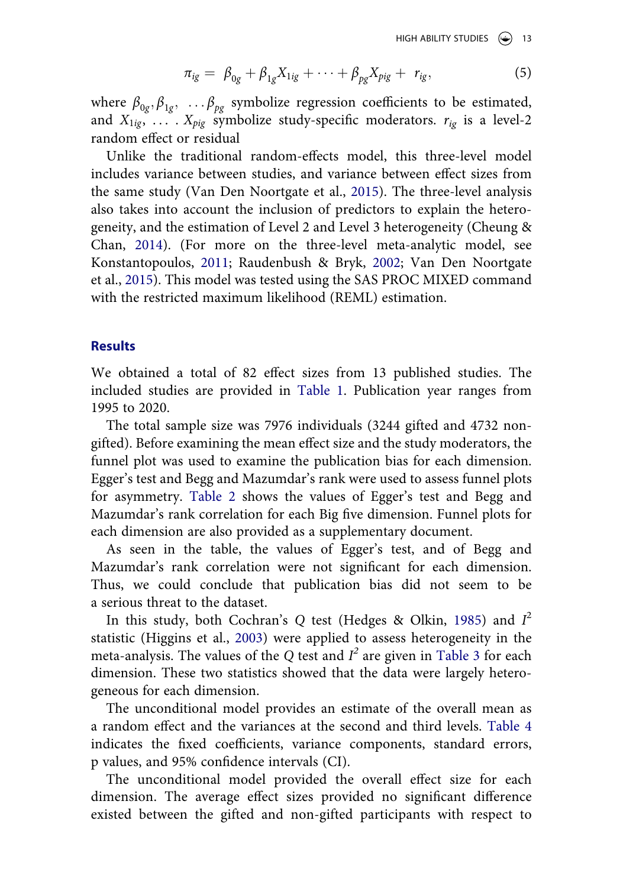$$\pi_{ig} = \beta_{0g} + \beta_{1g}X_{1ig} + \cdots + \beta_{pg}X_{pig} + r_{ig}, \tag{5}$$

where $\beta_{0g}, \beta_{1g}, \ldots \beta_{pg}$ symbolize regression coefficients to be estimated, and $X_{1ig}, \ldots . X_{pig}$ symbolize study-specific moderators. $r_{ig}$ is a level-2 random effect or residual

Unlike the traditional random-effects model, this three-level model includes variance between studies, and variance between effect sizes from the same study (Van Den Noortgate et al., 2015). The three-level analysis also takes into account the inclusion of predictors to explain the heterogeneity, and the estimation of Level 2 and Level 3 heterogeneity (Cheung & Chan, 2014). (For more on the three-level meta-analytic model, see Konstantopoulos, 2011; Raudenbush & Bryk, 2002; Van Den Noortgate et al., 2015). This model was tested using the SAS PROC MIXED command with the restricted maximum likelihood (REML) estimation.

## Results

We obtained a total of 82 effect sizes from 13 published studies. The included studies are provided in Table 1. Publication year ranges from 1995 to 2020.

The total sample size was 7976 individuals (3244 gifted and 4732 non-gifted). Before examining the mean effect size and the study moderators, the funnel plot was used to examine the publication bias for each dimension. Egger's test and Begg and Mazumdar's rank were used to assess funnel plots for asymmetry. Table 2 shows the values of Egger's test and Begg and Mazumdar's rank correlation for each Big five dimension. Funnel plots for each dimension are also provided as a supplementary document.

As seen in the table, the values of Egger's test, and of Begg and Mazumdar's rank correlation were not significant for each dimension. Thus, we could conclude that publication bias did not seem to be a serious threat to the dataset.

In this study, both Cochran's $Q$ test (Hedges & Olkin, 1985) and $I^2$ statistic (Higgins et al., 2003) were applied to assess heterogeneity in the meta-analysis. The values of the $Q$ test and $I^2$ are given in Table 3 for each dimension. These two statistics showed that the data were largely heterogeneous for each dimension.

The unconditional model provides an estimate of the overall mean as a random effect and the variances at the second and third levels. Table 4 indicates the fixed coefficients, variance components, standard errors, p values, and 95% confidence intervals (CI).

The unconditional model provided the overall effect size for each dimension. The average effect sizes provided no significant difference existed between the gifted and non-gifted participants with respect to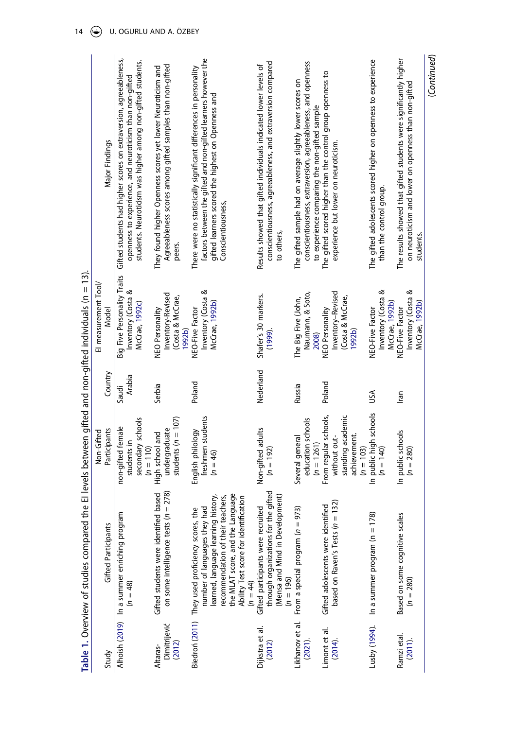**Table 1.** Overview of studies compared the EI levels between gifted and non-gifted individuals (n = 13).

| Study | Gifted Participants | Non-Gifted Participants | Country | EI measurement Tool/ Model | Major Findings |
|---|---|---|---|---|---|
| Alhoish (2019) | In a summer enriching program (n = 48) | non-gifted female students in secondary schools (n = 110) | Saudi Arabia | Big Five Personality Traits Inventory (Costa & McCrae, 1992c) | Gifted students had higher scores on extraversion, agreeableness, openness to experience, and neuroticism than non-gifted students. Neuroticism was higher among non-gifted students. |
| Altaras-Dimitrijević (2012) | Gifted students were identified based on some intelligence tests (n = 278) | High school and undergraduate students (n = 107) | Serbia | NEO Personality Inventory-Revised (Costa & McCrae, 1992b) | They found higher Openness scores yet lower Neuroticism and Agreeableness scores among gifted samples than non-gifted peers. |
| Biedroń (2011) | They used proficiency scores, the number of languages they had learned, language learning history, recommendation of their teachers, the MLAT score, and the Language Ability Test score for identification (n = 44) | English philology freshmen students (n = 46) | Poland | NEO-Five Factor Inventory (Costa & McCrae, 1992b) | There were no statistically significant differences in personality factors between the gifted and non-gifted learners however the gifted learners scored the highest on Openness and Conscientiousness, |
| Dijkstra et al. (2012) | Gifted participants were recruited through organizations for the gifted (Mensa and Mind in Development) (n = 196) | Non-gifted adults (n = 192) | Nederland | Shafer's 30 markers. (1999). | Results showed that gifted individuals indicated lower levels of conscientiousness, agreeableness, and extraversion compared to others, |
| Likhanov et al. (2021). | From a special program (n = 973) | Several general education schools (n = 1261) | Russia | The Big Five (John, Naumann, & Soto, 2008) | The gifted sample had on average slightly lower scores on conscientiousness, extraversion, agreeableness, and openness to experience comparing the non-gifted sample |
| Limont et al. (2014). | Gifted adolescents were identified based on Raven's Tests (n = 132) | From regular schools, without out-standing academic achievement. (n = 103) | Poland | NEO Personality Inventory–Revised (Costa & McCrae, 1992b) | The gifted scored higher than the control group openness to experience but lower on neuroticism. |
| Lusby (1994). | In a summer program (n = 178) | In public high schools (n = 140) | USA | NEO-Five Factor Inventory (Costa & McCrae, 1992b) | The gifted adolescents scored higher on openness to experience than the control group. |
| Ramzi etal. (2011). | Based on some cognitive scales (n = 280) | In public schools (n = 280) | Iran | NEO-Five Factor Inventory (Costa & McCrae, 1992b) | The results showed that gifted students were significantly higher on neuroticism and lower on openness than non-gifted students. |

(Continued)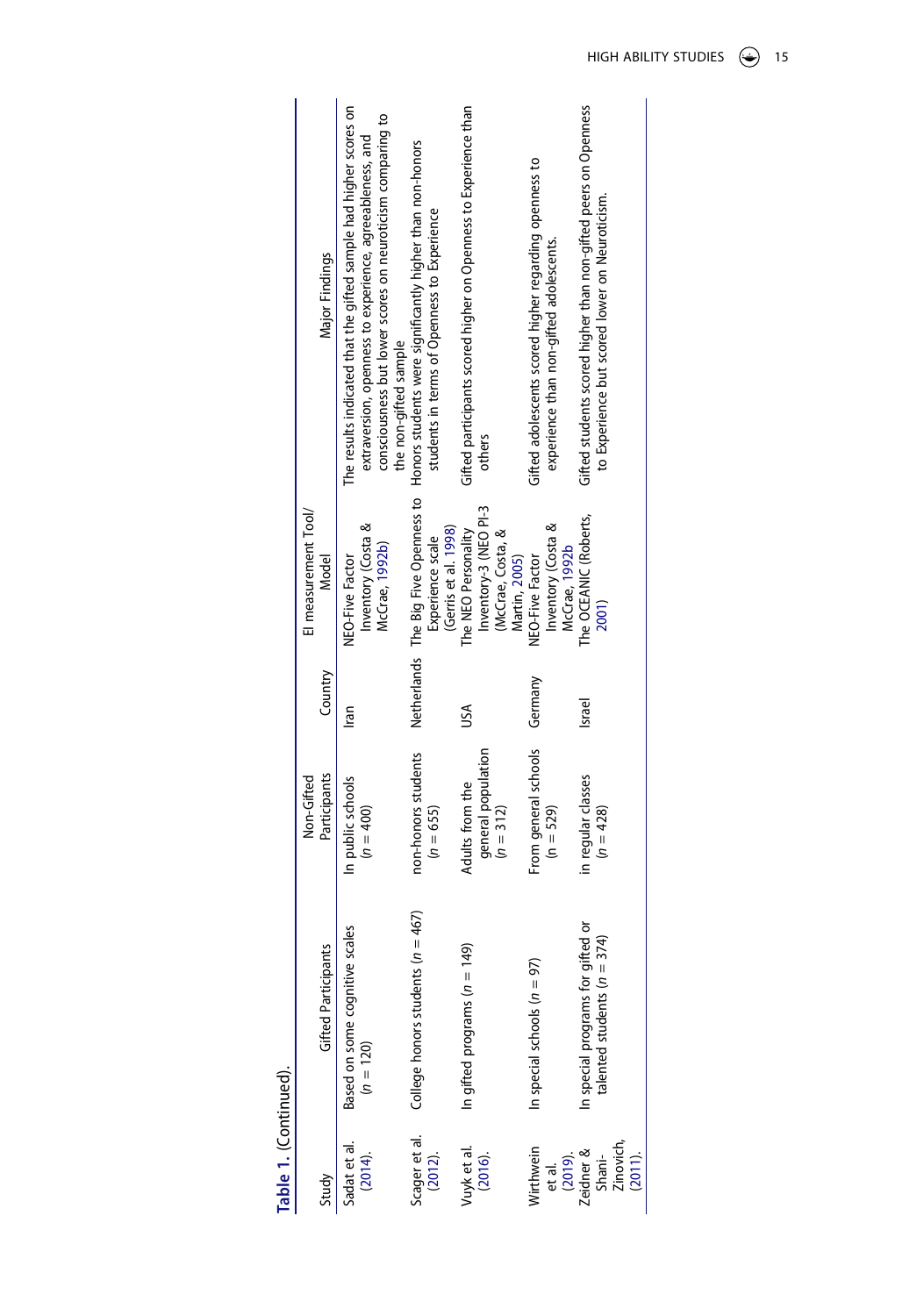**Table 1.** (Continued).

| Study | Gifted Participants | Non-Gifted Participants | Country | EI measurement Tool/ Model | Major Findings |
|---|---|---|---|---|---|
| Sadat et al. (2014). | Based on some cognitive scales (*n* = 120) | In public schools (*n* = 400) | Iran | NEO-Five Factor Inventory (Costa & McCrae, 1992b) | The results indicated that the gifted sample had higher scores on extraversion, openness to experience, agreeableness, and consciousness but lower scores on neuroticism comparing to the non-gifted sample |
| Scager et al. (2012). | College honors students (*n* = 467) | non-honors students (*n* = 655) | Netherlands | The Big Five Openness to Experience scale (Gerris et al. 1998) | Honors students were significantly higher than non-honors students in terms of Openness to Experience |
| Vuyk et al. (2016). | In gifted programs (*n* = 149) | Adults from the general population (*n* = 312) | USA | The NEO Personality Inventory-3 (NEO PI-3 (McCrae, Costa, & Martin, 2005) | Gifted participants scored higher on Openness to Experience than others |
| Wirthwein et al. (2019). | In special schools (*n* = 97) | From general schools (*n* = 529) | Germany | NEO-Five Factor Inventory (Costa & McCrae, 1992b | Gifted adolescents scored higher regarding openness to experience than non-gifted adolescents. |
| Zeidner & Shani-Zinovich, (2011). | In special programs for gifted or talented students (*n* = 374) | in regular classes (*n* = 428) | Israel | The OCEANIC (Roberts, 2001) | Gifted students scored higher than non-gifted peers on Openness to Experience but scored lower on Neuroticism. |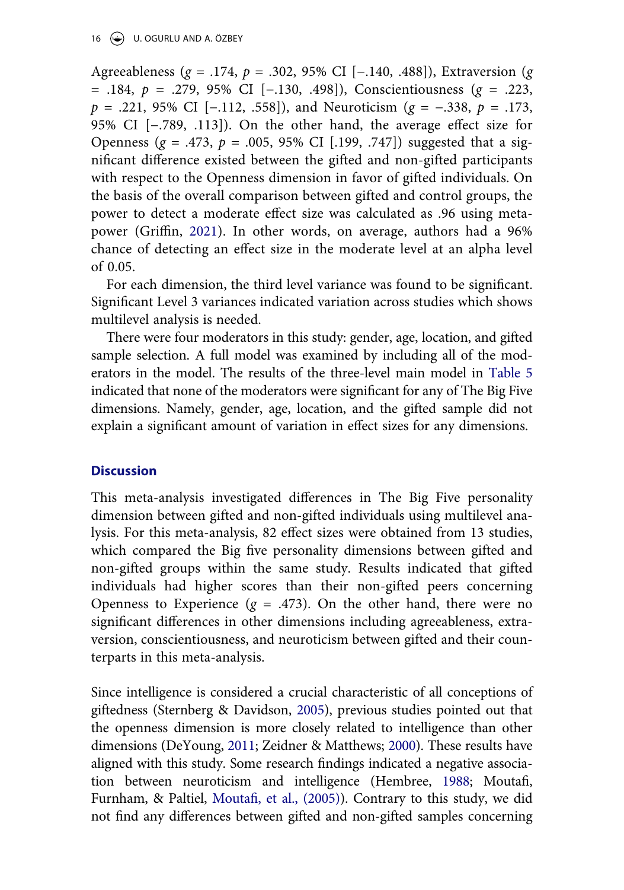Agreeableness ($g$ = .174, $p$ = .302, 95% CI [−.140, .488]), Extraversion ($g$ = .184, $p$ = .279, 95% CI [−.130, .498]), Conscientiousness ($g$ = .223, $p$ = .221, 95% CI [−.112, .558]), and Neuroticism ($g$ = −.338, $p$ = .173, 95% CI [−.789, .113]). On the other hand, the average effect size for Openness ($g$ = .473, $p$ = .005, 95% CI [.199, .747]) suggested that a significant difference existed between the gifted and non-gifted participants with respect to the Openness dimension in favor of gifted individuals. On the basis of the overall comparison between gifted and control groups, the power to detect a moderate effect size was calculated as .96 using metapower (Griffin, 2021). In other words, on average, authors had a 96% chance of detecting an effect size in the moderate level at an alpha level of 0.05.

For each dimension, the third level variance was found to be significant. Significant Level 3 variances indicated variation across studies which shows multilevel analysis is needed.

There were four moderators in this study: gender, age, location, and gifted sample selection. A full model was examined by including all of the moderators in the model. The results of the three-level main model in Table 5 indicated that none of the moderators were significant for any of The Big Five dimensions. Namely, gender, age, location, and the gifted sample did not explain a significant amount of variation in effect sizes for any dimensions.

## Discussion

This meta-analysis investigated differences in The Big Five personality dimension between gifted and non-gifted individuals using multilevel analysis. For this meta-analysis, 82 effect sizes were obtained from 13 studies, which compared the Big five personality dimensions between gifted and non-gifted groups within the same study. Results indicated that gifted individuals had higher scores than their non-gifted peers concerning Openness to Experience ($g$ = .473). On the other hand, there were no significant differences in other dimensions including agreeableness, extraversion, conscientiousness, and neuroticism between gifted and their counterparts in this meta-analysis.

Since intelligence is considered a crucial characteristic of all conceptions of giftedness (Sternberg & Davidson, 2005), previous studies pointed out that the openness dimension is more closely related to intelligence than other dimensions (DeYoung, 2011; Zeidner & Matthews; 2000). These results have aligned with this study. Some research findings indicated a negative association between neuroticism and intelligence (Hembree, 1988; Moutafi, Furnham, & Paltiel, Moutafi, et al., (2005)). Contrary to this study, we did not find any differences between gifted and non-gifted samples concerning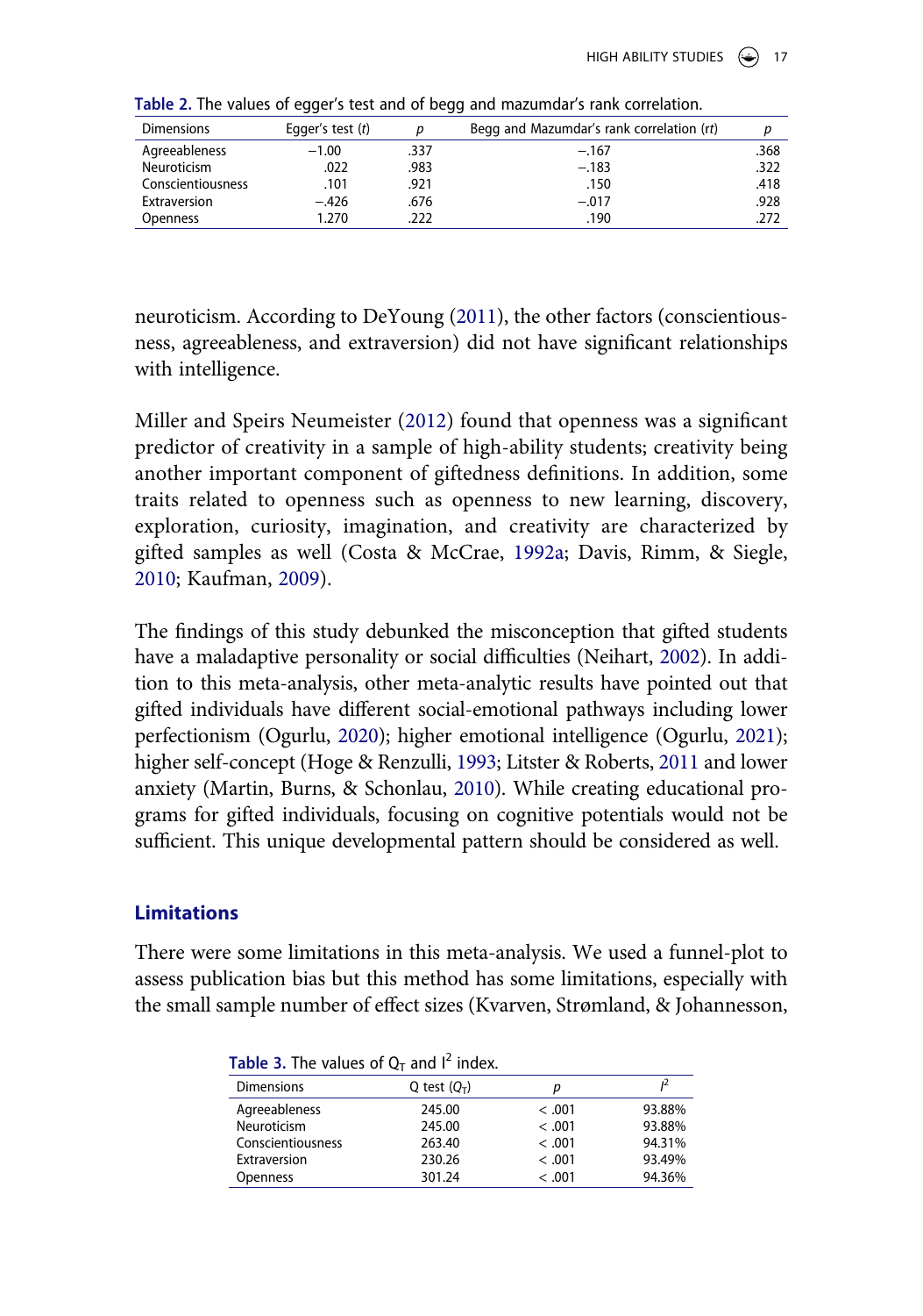Table 2. The values of egger's test and of begg and mazumdar's rank correlation.

| Dimensions | Egger's test (*t*) | *p* | Begg and Mazumdar's rank correlation (*rt*) | *p* |
|---|---|---|---|---|
| Agreeableness | −1.00 | .337 | −.167 | .368 |
| Neuroticism | .022 | .983 | −.183 | .322 |
| Conscientiousness | .101 | .921 | .150 | .418 |
| Extraversion | −.426 | .676 | −.017 | .928 |
| Openness | 1.270 | .222 | .190 | .272 |

neuroticism. According to DeYoung (2011), the other factors (conscientiousness, agreeableness, and extraversion) did not have significant relationships with intelligence.

Miller and Speirs Neumeister (2012) found that openness was a significant predictor of creativity in a sample of high-ability students; creativity being another important component of giftedness definitions. In addition, some traits related to openness such as openness to new learning, discovery, exploration, curiosity, imagination, and creativity are characterized by gifted samples as well (Costa & McCrae, 1992a; Davis, Rimm, & Siegle, 2010; Kaufman, 2009).

The findings of this study debunked the misconception that gifted students have a maladaptive personality or social difficulties (Neihart, 2002). In addition to this meta-analysis, other meta-analytic results have pointed out that gifted individuals have different social-emotional pathways including lower perfectionism (Ogurlu, 2020); higher emotional intelligence (Ogurlu, 2021); higher self-concept (Hoge & Renzulli, 1993; Litster & Roberts, 2011 and lower anxiety (Martin, Burns, & Schonlau, 2010). While creating educational programs for gifted individuals, focusing on cognitive potentials would not be sufficient. This unique developmental pattern should be considered as well.

## Limitations

There were some limitations in this meta-analysis. We used a funnel-plot to assess publication bias but this method has some limitations, especially with the small sample number of effect sizes (Kvarven, Strømland, & Johannesson,

Table 3. The values of $Q_T$ and $I^2$ index.

| Dimensions | Q test ($Q_T$) | *p* | $I^2$ |
|---|---|---|---|
| Agreeableness | 245.00 | < .001 | 93.88% |
| Neuroticism | 245.00 | < .001 | 93.88% |
| Conscientiousness | 263.40 | < .001 | 94.31% |
| Extraversion | 230.26 | < .001 | 93.49% |
| Openness | 301.24 | < .001 | 94.36% |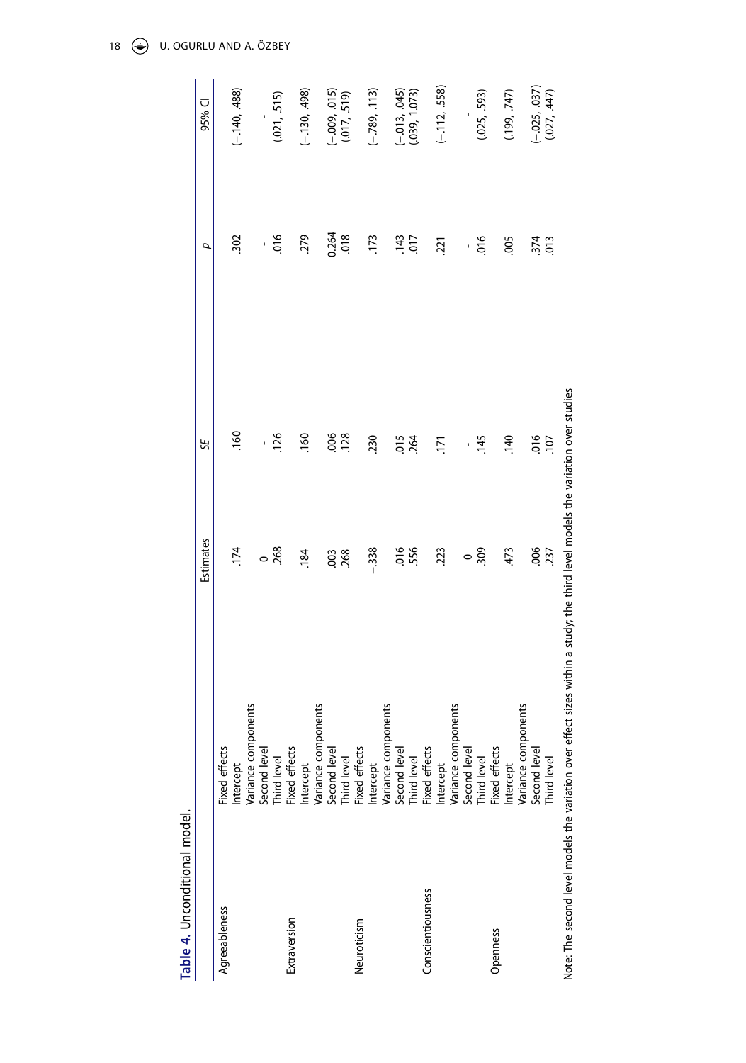**Table 4.** Unconditional model.

| | | Estimates | SE | p | 95% CI |
|---|---|---|---|---|---|
| Agreeableness | Fixed effects | | | | |
| | Intercept | .174 | .160 | .302 | (−.140, .488) |
| | Variance components | | | | |
| | Second level | 0 | - | - | - |
| | Third level | .268 | .126 | .016 | (.021, .515) |
| Extraversion | Fixed effects | | | | |
| | Intercept | .184 | .160 | .279 | (−.130, .498) |
| | Variance components | | | | |
| | Second level | .003 | .006 | 0.264 | (−.009, .015) |
| | Third level | .268 | .128 | .018 | (.017, .519) |
| Neuroticism | Fixed effects | | | | |
| | Intercept | −.338 | .230 | .173 | (−.789, .113) |
| | Variance components | | | | |
| | Second level | .016 | .015 | .143 | (−.013, .045) |
| | Third level | .556 | .264 | .017 | (.039, 1.073) |
| Conscientiousness | Fixed effects | | | | |
| | Intercept | .223 | .171 | .221 | (−.112, .558) |
| | Variance components | | | | |
| | Second level | 0 | - | - | - |
| | Third level | .309 | .145 | .016 | (.025, .593) |
| Openness | Fixed effects | | | | |
| | Intercept | .473 | .140 | .005 | (.199, .747) |
| | Variance components | | | | |
| | Second level | .006 | .016 | .374 | (−.025, .037) |
| | Third level | .237 | .107 | .013 | (.027, .447) |

Note: The second level models the variation over effect sizes within a study; the third level models the variation over studies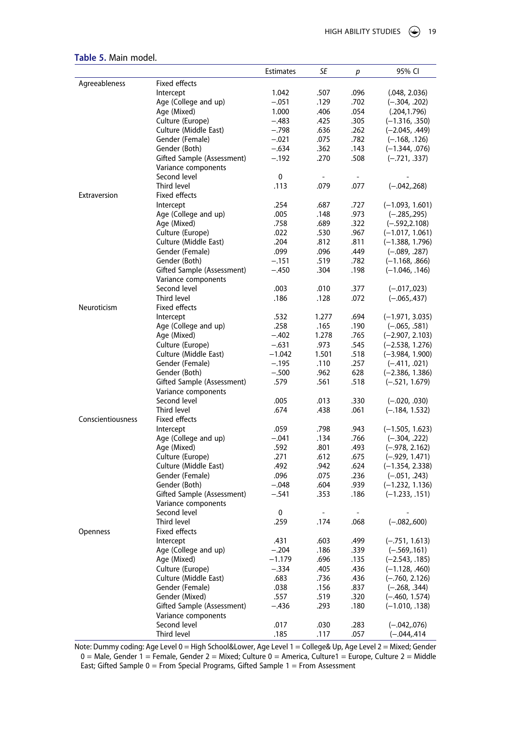**Table 5.** Main model.

| | | Estimates | SE | p | 95% CI |
|---|---|---|---|---|---|
| Agreeableness | Fixed effects | | | | |
| | Intercept | 1.042 | .507 | .096 | (.048, 2.036) |
| | Age (College and up) | −.051 | .129 | .702 | (−.304, .202) |
| | Age (Mixed) | 1.000 | .406 | .054 | (.204,1.796) |
| | Culture (Europe) | −.483 | .425 | .305 | (−1.316, .350) |
| | Culture (Middle East) | −.798 | .636 | .262 | (−2.045, .449) |
| | Gender (Female) | −.021 | .075 | .782 | (−.168, .126) |
| | Gender (Both) | −.634 | .362 | .143 | (−1.344, .076) |
| | Gifted Sample (Assessment) | −.192 | .270 | .508 | (−.721, .337) |
| | Variance components | | | | |
| | Second level | 0 | - | - | - |
| | Third level | .113 | .079 | .077 | (−.042,.268) |
| Extraversion | Fixed effects | | | | |
| | Intercept | .254 | .687 | .727 | (−1.093, 1.601) |
| | Age (College and up) | .005 | .148 | .973 | (−.285,.295) |
| | Age (Mixed) | .758 | .689 | .322 | (−.592,2.108) |
| | Culture (Europe) | .022 | .530 | .967 | (−1.017, 1.061) |
| | Culture (Middle East) | .204 | .812 | .811 | (−1.388, 1.796) |
| | Gender (Female) | .099 | .096 | .449 | (−.089, .287) |
| | Gender (Both) | −.151 | .519 | .782 | (−1.168, .866) |
| | Gifted Sample (Assessment) | −.450 | .304 | .198 | (−1.046, .146) |
| | Variance components | | | | |
| | Second level | .003 | .010 | .377 | (−.017,.023) |
| | Third level | .186 | .128 | .072 | (−.065,.437) |
| Neuroticism | Fixed effects | | | | |
| | Intercept | .532 | 1.277 | .694 | (−1.971, 3.035) |
| | Age (College and up) | .258 | .165 | .190 | (−.065, .581) |
| | Age (Mixed) | −.402 | 1.278 | .765 | (−2.907, 2.103) |
| | Culture (Europe) | −.631 | .973 | .545 | (−2.538, 1.276) |
| | Culture (Middle East) | −1.042 | 1.501 | .518 | (−3.984, 1.900) |
| | Gender (Female) | −.195 | .110 | .257 | (−.411, .021) |
| | Gender (Both) | −.500 | .962 | 628 | (−2.386, 1.386) |
| | Gifted Sample (Assessment) | .579 | .561 | .518 | (−.521, 1.679) |
| | Variance components | | | | |
| | Second level | .005 | .013 | .330 | (−.020, .030) |
| | Third level | .674 | .438 | .061 | (−.184, 1.532) |
| Conscientiousness | Fixed effects | | | | |
| | Intercept | .059 | .798 | .943 | (−1.505, 1.623) |
| | Age (College and up) | −.041 | .134 | .766 | (−.304, .222) |
| | Age (Mixed) | .592 | .801 | .493 | (−.978, 2.162) |
| | Culture (Europe) | .271 | .612 | .675 | (−.929, 1.471) |
| | Culture (Middle East) | .492 | .942 | .624 | (−1.354, 2.338) |
| | Gender (Female) | .096 | .075 | .236 | (−.051, .243) |
| | Gender (Both) | −.048 | .604 | .939 | (−1.232, 1.136) |
| | Gifted Sample (Assessment) | −.541 | .353 | .186 | (−1.233, .151) |
| | Variance components | | | | |
| | Second level | 0 | - | - | - |
| | Third level | .259 | .174 | .068 | (−.082,.600) |
| Openness | Fixed effects | | | | |
| | Intercept | .431 | .603 | .499 | (−.751, 1.613) |
| | Age (College and up) | −.204 | .186 | .339 | (−.569,.161) |
| | Age (Mixed) | −1.179 | .696 | .135 | (−2.543, .185) |
| | Culture (Europe) | −.334 | .405 | .436 | (−1.128, .460) |
| | Culture (Middle East) | .683 | .736 | .436 | (−.760, 2.126) |
| | Gender (Female) | .038 | .156 | .837 | (−.268, .344) |
| | Gender (Mixed) | .557 | .519 | .320 | (−.460, 1.574) |
| | Gifted Sample (Assessment) | −.436 | .293 | .180 | (−1.010, .138) |
| | Variance components | | | | |
| | Second level | .017 | .030 | .283 | (−.042,.076) |
| | Third level | .185 | .117 | .057 | (−.044,.414 |

Note: Dummy coding: Age Level 0 = High School&Lower, Age Level 1 = College& Up, Age Level 2 = Mixed; Gender 0 = Male, Gender 1 = Female, Gender 2 = Mixed; Culture 0 = America, Culture1 = Europe, Culture 2 = Middle East; Gifted Sample 0 = From Special Programs, Gifted Sample 1 = From Assessment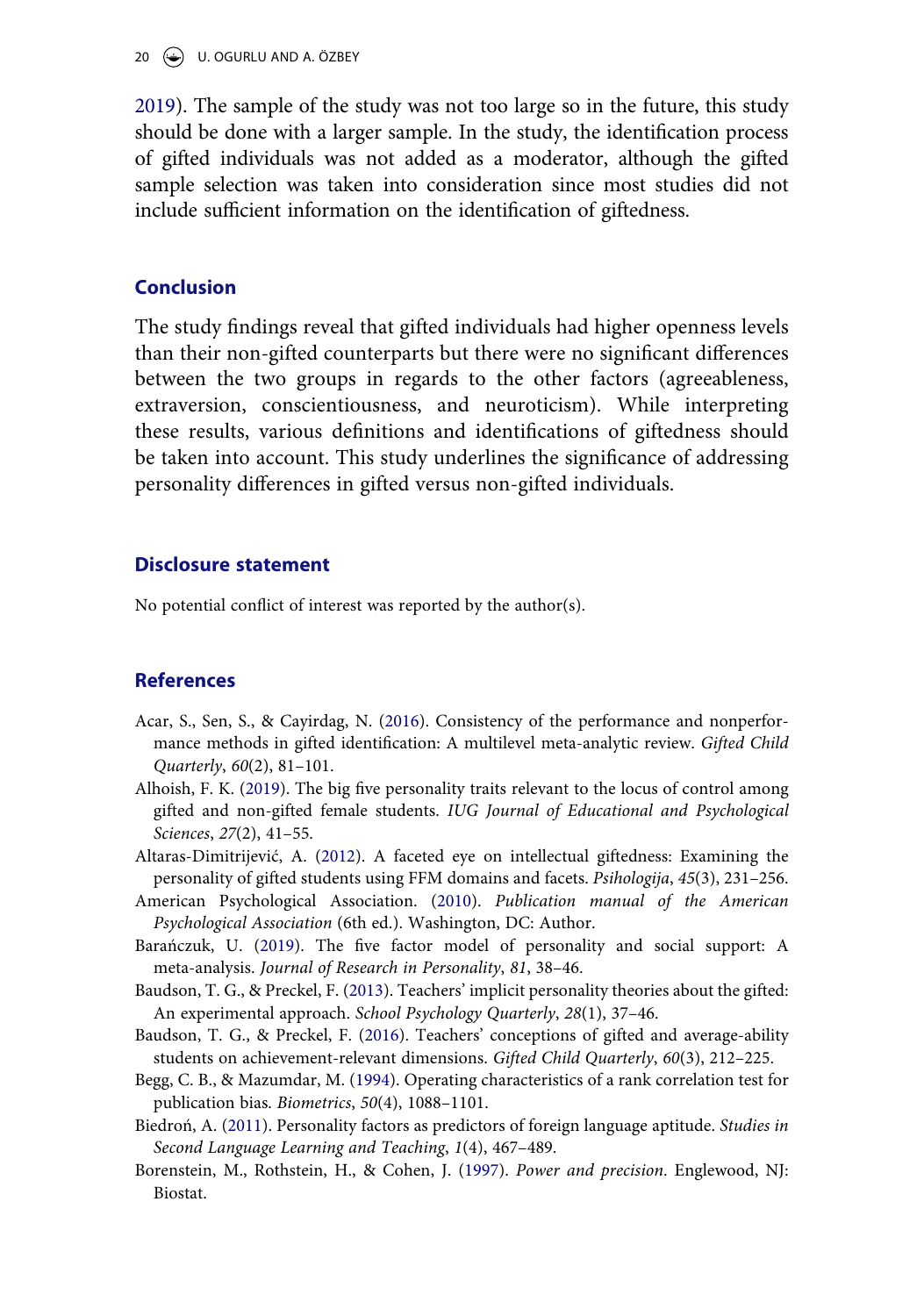2019). The sample of the study was not too large so in the future, this study should be done with a larger sample. In the study, the identification process of gifted individuals was not added as a moderator, although the gifted sample selection was taken into consideration since most studies did not include sufficient information on the identification of giftedness.

## Conclusion

The study findings reveal that gifted individuals had higher openness levels than their non-gifted counterparts but there were no significant differences between the two groups in regards to the other factors (agreeableness, extraversion, conscientiousness, and neuroticism). While interpreting these results, various definitions and identifications of giftedness should be taken into account. This study underlines the significance of addressing personality differences in gifted versus non-gifted individuals.

## Disclosure statement

No potential conflict of interest was reported by the author(s).

## References

Acar, S., Sen, S., & Cayirdag, N. (2016). Consistency of the performance and nonperformance methods in gifted identification: A multilevel meta-analytic review. *Gifted Child Quarterly*, *60*(2), 81–101.

Alhoish, F. K. (2019). The big five personality traits relevant to the locus of control among gifted and non-gifted female students. *IUG Journal of Educational and Psychological Sciences*, *27*(2), 41–55.

Altaras-Dimitrijević, A. (2012). A faceted eye on intellectual giftedness: Examining the personality of gifted students using FFM domains and facets. *Psihologija*, *45*(3), 231–256.

American Psychological Association. (2010). *Publication manual of the American Psychological Association* (6th ed.). Washington, DC: Author.

Barańczuk, U. (2019). The five factor model of personality and social support: A meta-analysis. *Journal of Research in Personality*, *81*, 38–46.

Baudson, T. G., & Preckel, F. (2013). Teachers' implicit personality theories about the gifted: An experimental approach. *School Psychology Quarterly*, *28*(1), 37–46.

Baudson, T. G., & Preckel, F. (2016). Teachers' conceptions of gifted and average-ability students on achievement-relevant dimensions. *Gifted Child Quarterly*, *60*(3), 212–225.

Begg, C. B., & Mazumdar, M. (1994). Operating characteristics of a rank correlation test for publication bias. *Biometrics*, *50*(4), 1088–1101.

Biedroń, A. (2011). Personality factors as predictors of foreign language aptitude. *Studies in Second Language Learning and Teaching*, *1*(4), 467–489.

Borenstein, M., Rothstein, H., & Cohen, J. (1997). *Power and precision*. Englewood, NJ: Biostat.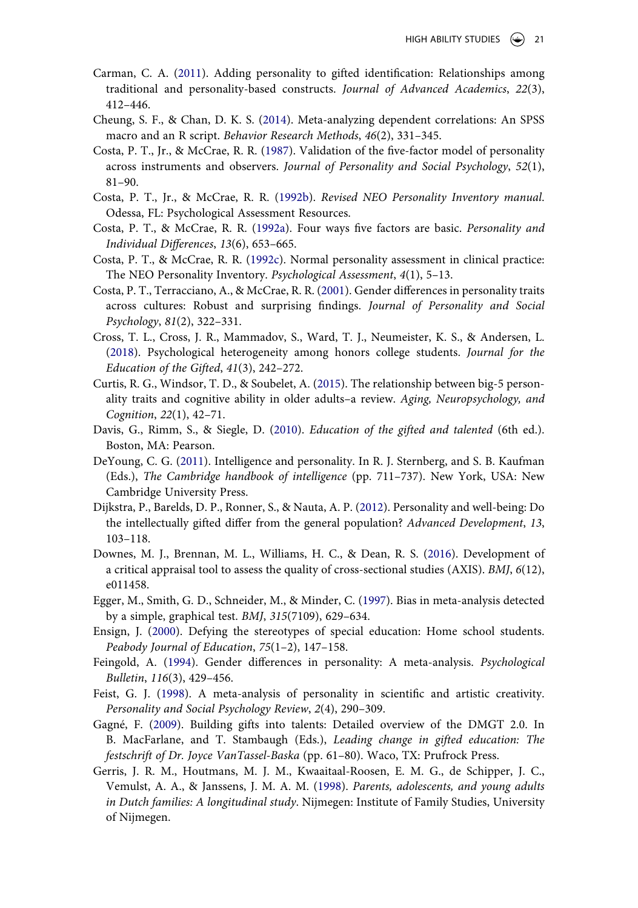Carman, C. A. (2011). Adding personality to gifted identification: Relationships among traditional and personality-based constructs. *Journal of Advanced Academics*, *22*(3), 412–446.

Cheung, S. F., & Chan, D. K. S. (2014). Meta-analyzing dependent correlations: An SPSS macro and an R script. *Behavior Research Methods*, *46*(2), 331–345.

Costa, P. T., Jr., & McCrae, R. R. (1987). Validation of the five-factor model of personality across instruments and observers. *Journal of Personality and Social Psychology*, *52*(1), 81–90.

Costa, P. T., Jr., & McCrae, R. R. (1992b). *Revised NEO Personality Inventory manual*. Odessa, FL: Psychological Assessment Resources.

Costa, P. T., & McCrae, R. R. (1992a). Four ways five factors are basic. *Personality and Individual Differences*, *13*(6), 653–665.

Costa, P. T., & McCrae, R. R. (1992c). Normal personality assessment in clinical practice: The NEO Personality Inventory. *Psychological Assessment*, *4*(1), 5–13.

Costa, P. T., Terracciano, A., & McCrae, R. R. (2001). Gender differences in personality traits across cultures: Robust and surprising findings. *Journal of Personality and Social Psychology*, *81*(2), 322–331.

Cross, T. L., Cross, J. R., Mammadov, S., Ward, T. J., Neumeister, K. S., & Andersen, L. (2018). Psychological heterogeneity among honors college students. *Journal for the Education of the Gifted*, *41*(3), 242–272.

Curtis, R. G., Windsor, T. D., & Soubelet, A. (2015). The relationship between big-5 personality traits and cognitive ability in older adults–a review. *Aging, Neuropsychology, and Cognition*, *22*(1), 42–71.

Davis, G., Rimm, S., & Siegle, D. (2010). *Education of the gifted and talented* (6th ed.). Boston, MA: Pearson.

DeYoung, C. G. (2011). Intelligence and personality. In R. J. Sternberg, and S. B. Kaufman (Eds.), *The Cambridge handbook of intelligence* (pp. 711–737). New York, USA: New Cambridge University Press.

Dijkstra, P., Barelds, D. P., Ronner, S., & Nauta, A. P. (2012). Personality and well-being: Do the intellectually gifted differ from the general population? *Advanced Development*, *13*, 103–118.

Downes, M. J., Brennan, M. L., Williams, H. C., & Dean, R. S. (2016). Development of a critical appraisal tool to assess the quality of cross-sectional studies (AXIS). *BMJ*, *6*(12), e011458.

Egger, M., Smith, G. D., Schneider, M., & Minder, C. (1997). Bias in meta-analysis detected by a simple, graphical test. *BMJ*, *315*(7109), 629–634.

Ensign, J. (2000). Defying the stereotypes of special education: Home school students. *Peabody Journal of Education*, *75*(1–2), 147–158.

Feingold, A. (1994). Gender differences in personality: A meta-analysis. *Psychological Bulletin*, *116*(3), 429–456.

Feist, G. J. (1998). A meta-analysis of personality in scientific and artistic creativity. *Personality and Social Psychology Review*, *2*(4), 290–309.

Gagné, F. (2009). Building gifts into talents: Detailed overview of the DMGT 2.0. In B. MacFarlane, and T. Stambaugh (Eds.), *Leading change in gifted education: The festschrift of Dr. Joyce VanTassel-Baska* (pp. 61–80). Waco, TX: Prufrock Press.

Gerris, J. R. M., Houtmans, M. J. M., Kwaaitaal-Roosen, E. M. G., de Schipper, J. C., Vemulst, A. A., & Janssens, J. M. A. M. (1998). *Parents, adolescents, and young adults in Dutch families: A longitudinal study*. Nijmegen: Institute of Family Studies, University of Nijmegen.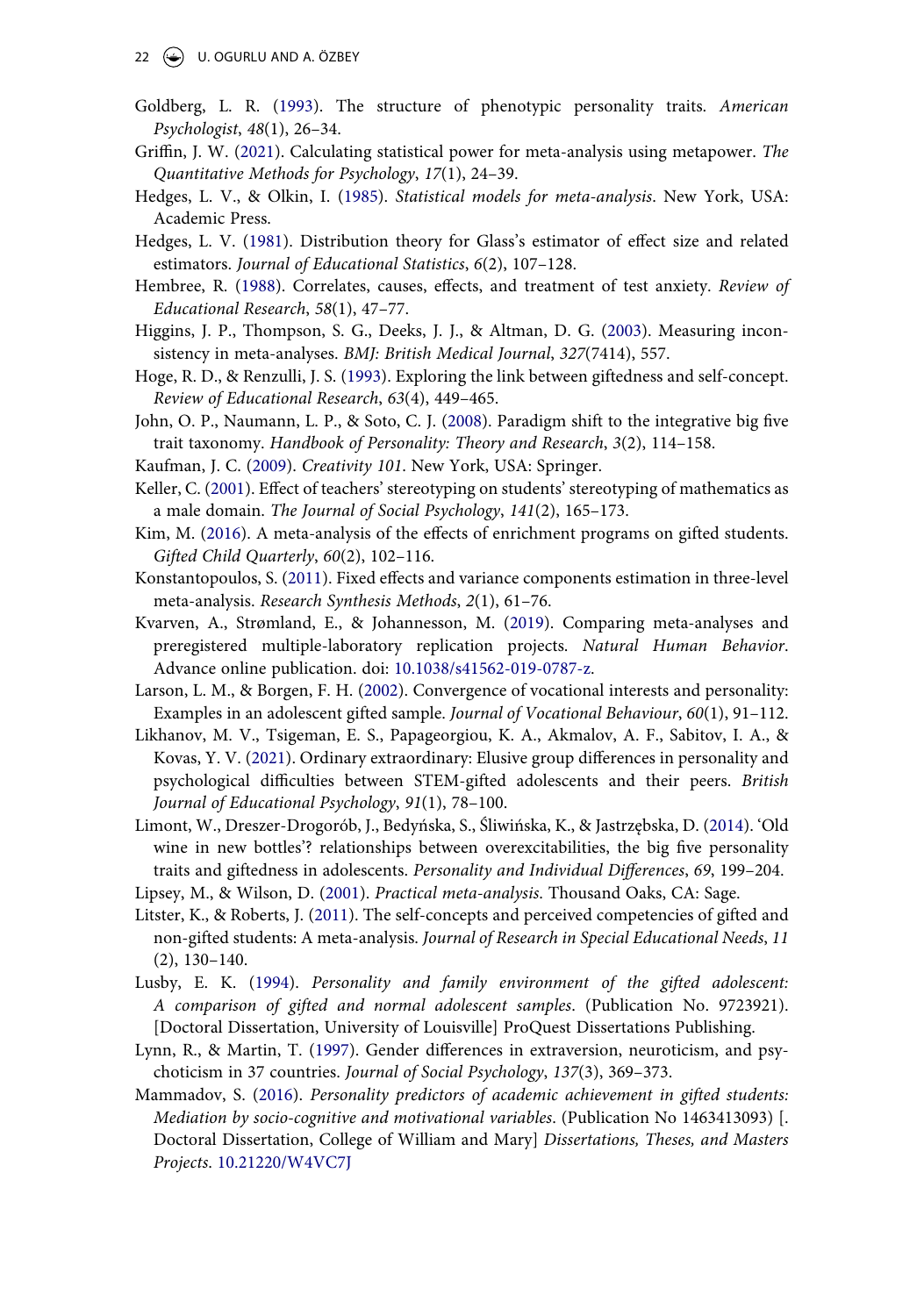Goldberg, L. R. (1993). The structure of phenotypic personality traits. *American Psychologist*, *48*(1), 26–34.

Griffin, J. W. (2021). Calculating statistical power for meta-analysis using metapower. *The Quantitative Methods for Psychology*, *17*(1), 24–39.

Hedges, L. V., & Olkin, I. (1985). *Statistical models for meta-analysis*. New York, USA: Academic Press.

Hedges, L. V. (1981). Distribution theory for Glass's estimator of effect size and related estimators. *Journal of Educational Statistics*, *6*(2), 107–128.

Hembree, R. (1988). Correlates, causes, effects, and treatment of test anxiety. *Review of Educational Research*, *58*(1), 47–77.

Higgins, J. P., Thompson, S. G., Deeks, J. J., & Altman, D. G. (2003). Measuring inconsistency in meta-analyses. *BMJ: British Medical Journal*, *327*(7414), 557.

Hoge, R. D., & Renzulli, J. S. (1993). Exploring the link between giftedness and self-concept. *Review of Educational Research*, *63*(4), 449–465.

John, O. P., Naumann, L. P., & Soto, C. J. (2008). Paradigm shift to the integrative big five trait taxonomy. *Handbook of Personality: Theory and Research*, *3*(2), 114–158.

Kaufman, J. C. (2009). *Creativity 101*. New York, USA: Springer.

Keller, C. (2001). Effect of teachers' stereotyping on students' stereotyping of mathematics as a male domain. *The Journal of Social Psychology*, *141*(2), 165–173.

Kim, M. (2016). A meta-analysis of the effects of enrichment programs on gifted students. *Gifted Child Quarterly*, *60*(2), 102–116.

Konstantopoulos, S. (2011). Fixed effects and variance components estimation in three-level meta-analysis. *Research Synthesis Methods*, *2*(1), 61–76.

Kvarven, A., Strømland, E., & Johannesson, M. (2019). Comparing meta-analyses and preregistered multiple-laboratory replication projects. *Natural Human Behavior*. Advance online publication. doi: 10.1038/s41562-019-0787-z.

Larson, L. M., & Borgen, F. H. (2002). Convergence of vocational interests and personality: Examples in an adolescent gifted sample. *Journal of Vocational Behaviour*, *60*(1), 91–112.

Likhanov, M. V., Tsigeman, E. S., Papageorgiou, K. A., Akmalov, A. F., Sabitov, I. A., & Kovas, Y. V. (2021). Ordinary extraordinary: Elusive group differences in personality and psychological difficulties between STEM-gifted adolescents and their peers. *British Journal of Educational Psychology*, *91*(1), 78–100.

Limont, W., Dreszer-Drogorób, J., Bedyńska, S., Śliwińska, K., & Jastrzębska, D. (2014). 'Old wine in new bottles'? relationships between overexcitabilities, the big five personality traits and giftedness in adolescents. *Personality and Individual Differences*, *69*, 199–204.

Lipsey, M., & Wilson, D. (2001). *Practical meta-analysis*. Thousand Oaks, CA: Sage.

Litster, K., & Roberts, J. (2011). The self-concepts and perceived competencies of gifted and non-gifted students: A meta-analysis. *Journal of Research in Special Educational Needs*, *11* (2), 130–140.

Lusby, E. K. (1994). *Personality and family environment of the gifted adolescent: A comparison of gifted and normal adolescent samples*. (Publication No. 9723921). [Doctoral Dissertation, University of Louisville] ProQuest Dissertations Publishing.

Lynn, R., & Martin, T. (1997). Gender differences in extraversion, neuroticism, and psychoticism in 37 countries. *Journal of Social Psychology*, *137*(3), 369–373.

Mammadov, S. (2016). *Personality predictors of academic achievement in gifted students: Mediation by socio-cognitive and motivational variables*. (Publication No 1463413093) [. Doctoral Dissertation, College of William and Mary] *Dissertations, Theses, and Masters Projects*. 10.21220/W4VC7J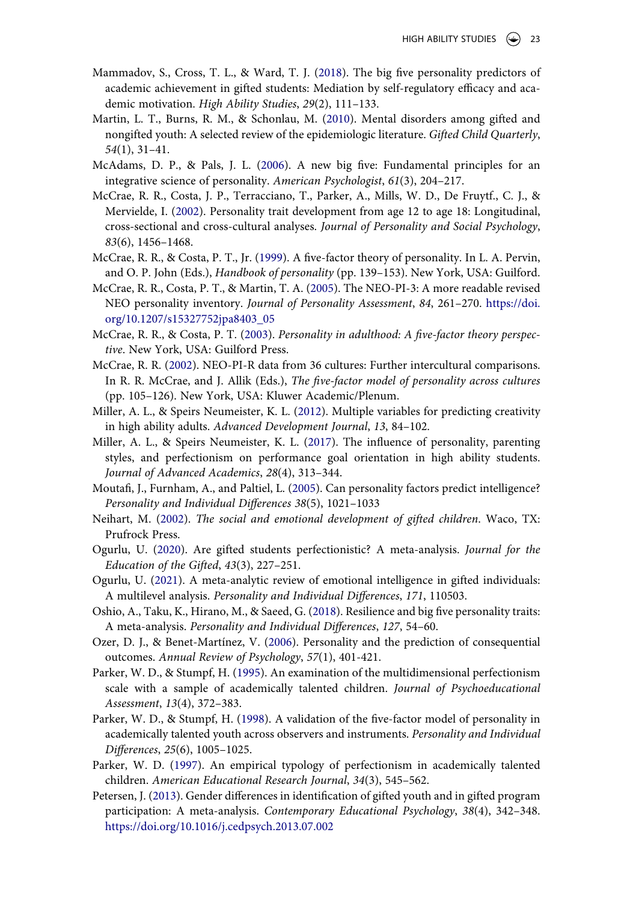Mammadov, S., Cross, T. L., & Ward, T. J. (2018). The big five personality predictors of academic achievement in gifted students: Mediation by self-regulatory efficacy and academic motivation. *High Ability Studies*, *29*(2), 111–133.

Martin, L. T., Burns, R. M., & Schonlau, M. (2010). Mental disorders among gifted and nongifted youth: A selected review of the epidemiologic literature. *Gifted Child Quarterly*, *54*(1), 31–41.

McAdams, D. P., & Pals, J. L. (2006). A new big five: Fundamental principles for an integrative science of personality. *American Psychologist*, *61*(3), 204–217.

McCrae, R. R., Costa, J. P., Terracciano, T., Parker, A., Mills, W. D., De Fruytf., C. J., & Mervielde, I. (2002). Personality trait development from age 12 to age 18: Longitudinal, cross-sectional and cross-cultural analyses. *Journal of Personality and Social Psychology*, *83*(6), 1456–1468.

McCrae, R. R., & Costa, P. T., Jr. (1999). A five-factor theory of personality. In L. A. Pervin, and O. P. John (Eds.), *Handbook of personality* (pp. 139–153). New York, USA: Guilford.

McCrae, R. R., Costa, P. T., & Martin, T. A. (2005). The NEO-PI-3: A more readable revised NEO personality inventory. *Journal of Personality Assessment*, *84*, 261–270. https://doi.org/10.1207/s15327752jpa8403_05

McCrae, R. R., & Costa, P. T. (2003). *Personality in adulthood: A five-factor theory perspective*. New York, USA: Guilford Press.

McCrae, R. R. (2002). NEO-PI-R data from 36 cultures: Further intercultural comparisons. In R. R. McCrae, and J. Allik (Eds.), *The five-factor model of personality across cultures* (pp. 105–126). New York, USA: Kluwer Academic/Plenum.

Miller, A. L., & Speirs Neumeister, K. L. (2012). Multiple variables for predicting creativity in high ability adults. *Advanced Development Journal*, *13*, 84–102.

Miller, A. L., & Speirs Neumeister, K. L. (2017). The influence of personality, parenting styles, and perfectionism on performance goal orientation in high ability students. *Journal of Advanced Academics*, *28*(4), 313–344.

Moutafi, J., Furnham, A., and Paltiel, L. (2005). Can personality factors predict intelligence? *Personality and Individual Differences 38*(5), 1021–1033

Neihart, M. (2002). *The social and emotional development of gifted children*. Waco, TX: Prufrock Press.

Ogurlu, U. (2020). Are gifted students perfectionistic? A meta-analysis. *Journal for the Education of the Gifted*, *43*(3), 227–251.

Ogurlu, U. (2021). A meta-analytic review of emotional intelligence in gifted individuals: A multilevel analysis. *Personality and Individual Differences*, *171*, 110503.

Oshio, A., Taku, K., Hirano, M., & Saeed, G. (2018). Resilience and big five personality traits: A meta-analysis. *Personality and Individual Differences*, *127*, 54–60.

Ozer, D. J., & Benet-Martínez, V. (2006). Personality and the prediction of consequential outcomes. *Annual Review of Psychology*, *57*(1), 401-421.

Parker, W. D., & Stumpf, H. (1995). An examination of the multidimensional perfectionism scale with a sample of academically talented children. *Journal of Psychoeducational Assessment*, *13*(4), 372–383.

Parker, W. D., & Stumpf, H. (1998). A validation of the five-factor model of personality in academically talented youth across observers and instruments. *Personality and Individual Differences*, *25*(6), 1005–1025.

Parker, W. D. (1997). An empirical typology of perfectionism in academically talented children. *American Educational Research Journal*, *34*(3), 545–562.

Petersen, J. (2013). Gender differences in identification of gifted youth and in gifted program participation: A meta-analysis. *Contemporary Educational Psychology*, *38*(4), 342–348. https://doi.org/10.1016/j.cedpsych.2013.07.002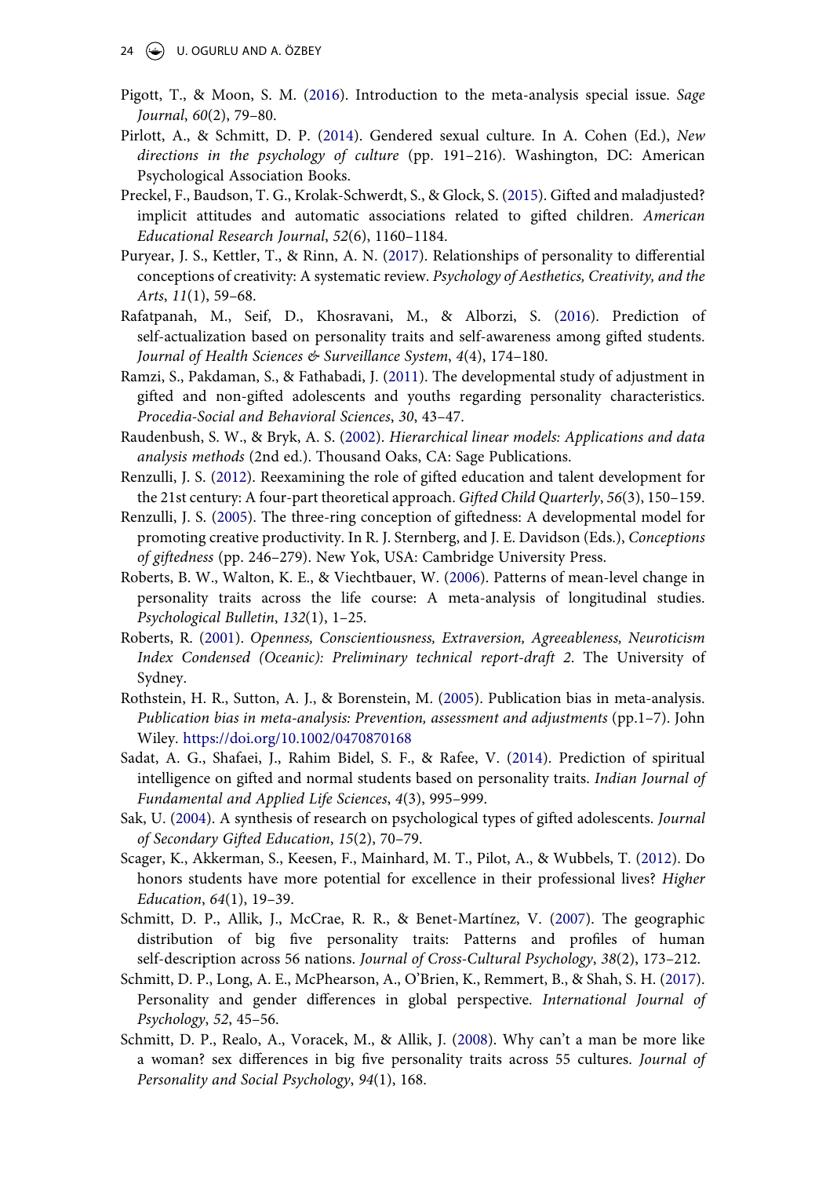Pigott, T., & Moon, S. M. (2016). Introduction to the meta-analysis special issue. *Sage Journal*, *60*(2), 79–80.

Pirlott, A., & Schmitt, D. P. (2014). Gendered sexual culture. In A. Cohen (Ed.), *New directions in the psychology of culture* (pp. 191–216). Washington, DC: American Psychological Association Books.

Preckel, F., Baudson, T. G., Krolak-Schwerdt, S., & Glock, S. (2015). Gifted and maladjusted? implicit attitudes and automatic associations related to gifted children. *American Educational Research Journal*, *52*(6), 1160–1184.

Puryear, J. S., Kettler, T., & Rinn, A. N. (2017). Relationships of personality to differential conceptions of creativity: A systematic review. *Psychology of Aesthetics, Creativity, and the Arts*, *11*(1), 59–68.

Rafatpanah, M., Seif, D., Khosravani, M., & Alborzi, S. (2016). Prediction of self-actualization based on personality traits and self-awareness among gifted students. *Journal of Health Sciences & Surveillance System*, *4*(4), 174–180.

Ramzi, S., Pakdaman, S., & Fathabadi, J. (2011). The developmental study of adjustment in gifted and non-gifted adolescents and youths regarding personality characteristics. *Procedia-Social and Behavioral Sciences*, *30*, 43–47.

Raudenbush, S. W., & Bryk, A. S. (2002). *Hierarchical linear models: Applications and data analysis methods* (2nd ed.). Thousand Oaks, CA: Sage Publications.

Renzulli, J. S. (2012). Reexamining the role of gifted education and talent development for the 21st century: A four-part theoretical approach. *Gifted Child Quarterly*, *56*(3), 150–159.

Renzulli, J. S. (2005). The three-ring conception of giftedness: A developmental model for promoting creative productivity. In R. J. Sternberg, and J. E. Davidson (Eds.), *Conceptions of giftedness* (pp. 246–279). New Yok, USA: Cambridge University Press.

Roberts, B. W., Walton, K. E., & Viechtbauer, W. (2006). Patterns of mean-level change in personality traits across the life course: A meta-analysis of longitudinal studies. *Psychological Bulletin*, *132*(1), 1–25.

Roberts, R. (2001). *Openness, Conscientiousness, Extraversion, Agreeableness, Neuroticism Index Condensed (Oceanic): Preliminary technical report-draft 2*. The University of Sydney.

Rothstein, H. R., Sutton, A. J., & Borenstein, M. (2005). Publication bias in meta-analysis. *Publication bias in meta-analysis: Prevention, assessment and adjustments* (pp.1–7). John Wiley. https://doi.org/10.1002/0470870168

Sadat, A. G., Shafaei, J., Rahim Bidel, S. F., & Rafee, V. (2014). Prediction of spiritual intelligence on gifted and normal students based on personality traits. *Indian Journal of Fundamental and Applied Life Sciences*, *4*(3), 995–999.

Sak, U. (2004). A synthesis of research on psychological types of gifted adolescents. *Journal of Secondary Gifted Education*, *15*(2), 70–79.

Scager, K., Akkerman, S., Keesen, F., Mainhard, M. T., Pilot, A., & Wubbels, T. (2012). Do honors students have more potential for excellence in their professional lives? *Higher Education*, *64*(1), 19–39.

Schmitt, D. P., Allik, J., McCrae, R. R., & Benet-Martínez, V. (2007). The geographic distribution of big five personality traits: Patterns and profiles of human self-description across 56 nations. *Journal of Cross-Cultural Psychology*, *38*(2), 173–212.

Schmitt, D. P., Long, A. E., McPhearson, A., O'Brien, K., Remmert, B., & Shah, S. H. (2017). Personality and gender differences in global perspective. *International Journal of Psychology*, *52*, 45–56.

Schmitt, D. P., Realo, A., Voracek, M., & Allik, J. (2008). Why can't a man be more like a woman? sex differences in big five personality traits across 55 cultures. *Journal of Personality and Social Psychology*, *94*(1), 168.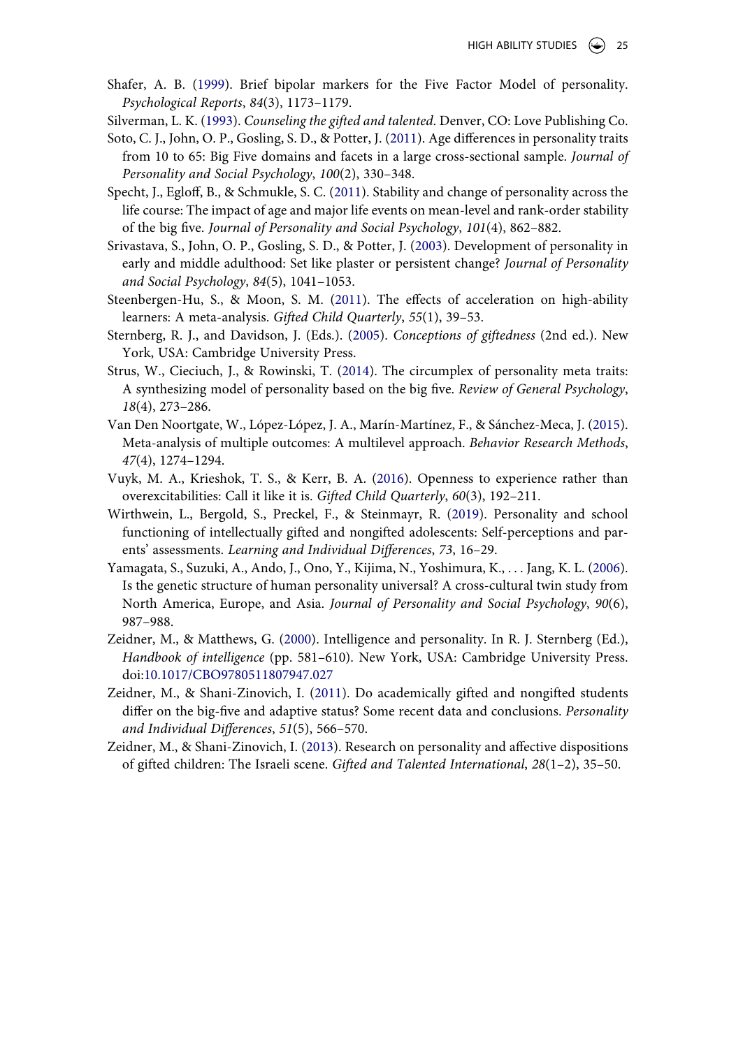Shafer, A. B. (1999). Brief bipolar markers for the Five Factor Model of personality. *Psychological Reports*, *84*(3), 1173–1179.

Silverman, L. K. (1993). *Counseling the gifted and talented*. Denver, CO: Love Publishing Co.

Soto, C. J., John, O. P., Gosling, S. D., & Potter, J. (2011). Age differences in personality traits from 10 to 65: Big Five domains and facets in a large cross-sectional sample. *Journal of Personality and Social Psychology*, *100*(2), 330–348.

Specht, J., Egloff, B., & Schmukle, S. C. (2011). Stability and change of personality across the life course: The impact of age and major life events on mean-level and rank-order stability of the big five. *Journal of Personality and Social Psychology*, *101*(4), 862–882.

Srivastava, S., John, O. P., Gosling, S. D., & Potter, J. (2003). Development of personality in early and middle adulthood: Set like plaster or persistent change? *Journal of Personality and Social Psychology*, *84*(5), 1041–1053.

Steenbergen-Hu, S., & Moon, S. M. (2011). The effects of acceleration on high-ability learners: A meta-analysis. *Gifted Child Quarterly*, *55*(1), 39–53.

Sternberg, R. J., and Davidson, J. (Eds.). (2005). *Conceptions of giftedness* (2nd ed.). New York, USA: Cambridge University Press.

Strus, W., Cieciuch, J., & Rowinski, T. (2014). The circumplex of personality meta traits: A synthesizing model of personality based on the big five. *Review of General Psychology*, *18*(4), 273–286.

Van Den Noortgate, W., López-López, J. A., Marín-Martínez, F., & Sánchez-Meca, J. (2015). Meta-analysis of multiple outcomes: A multilevel approach. *Behavior Research Methods*, *47*(4), 1274–1294.

Vuyk, M. A., Krieshok, T. S., & Kerr, B. A. (2016). Openness to experience rather than overexcitabilities: Call it like it is. *Gifted Child Quarterly*, *60*(3), 192–211.

Wirthwein, L., Bergold, S., Preckel, F., & Steinmayr, R. (2019). Personality and school functioning of intellectually gifted and nongifted adolescents: Self-perceptions and parents' assessments. *Learning and Individual Differences*, *73*, 16–29.

Yamagata, S., Suzuki, A., Ando, J., Ono, Y., Kijima, N., Yoshimura, K., . . . Jang, K. L. (2006). Is the genetic structure of human personality universal? A cross-cultural twin study from North America, Europe, and Asia. *Journal of Personality and Social Psychology*, *90*(6), 987–988.

Zeidner, M., & Matthews, G. (2000). Intelligence and personality. In R. J. Sternberg (Ed.), *Handbook of intelligence* (pp. 581–610). New York, USA: Cambridge University Press. doi:10.1017/CBO9780511807947.027

Zeidner, M., & Shani-Zinovich, I. (2011). Do academically gifted and nongifted students differ on the big-five and adaptive status? Some recent data and conclusions. *Personality and Individual Differences*, *51*(5), 566–570.

Zeidner, M., & Shani-Zinovich, I. (2013). Research on personality and affective dispositions of gifted children: The Israeli scene. *Gifted and Talented International*, *28*(1–2), 35–50.